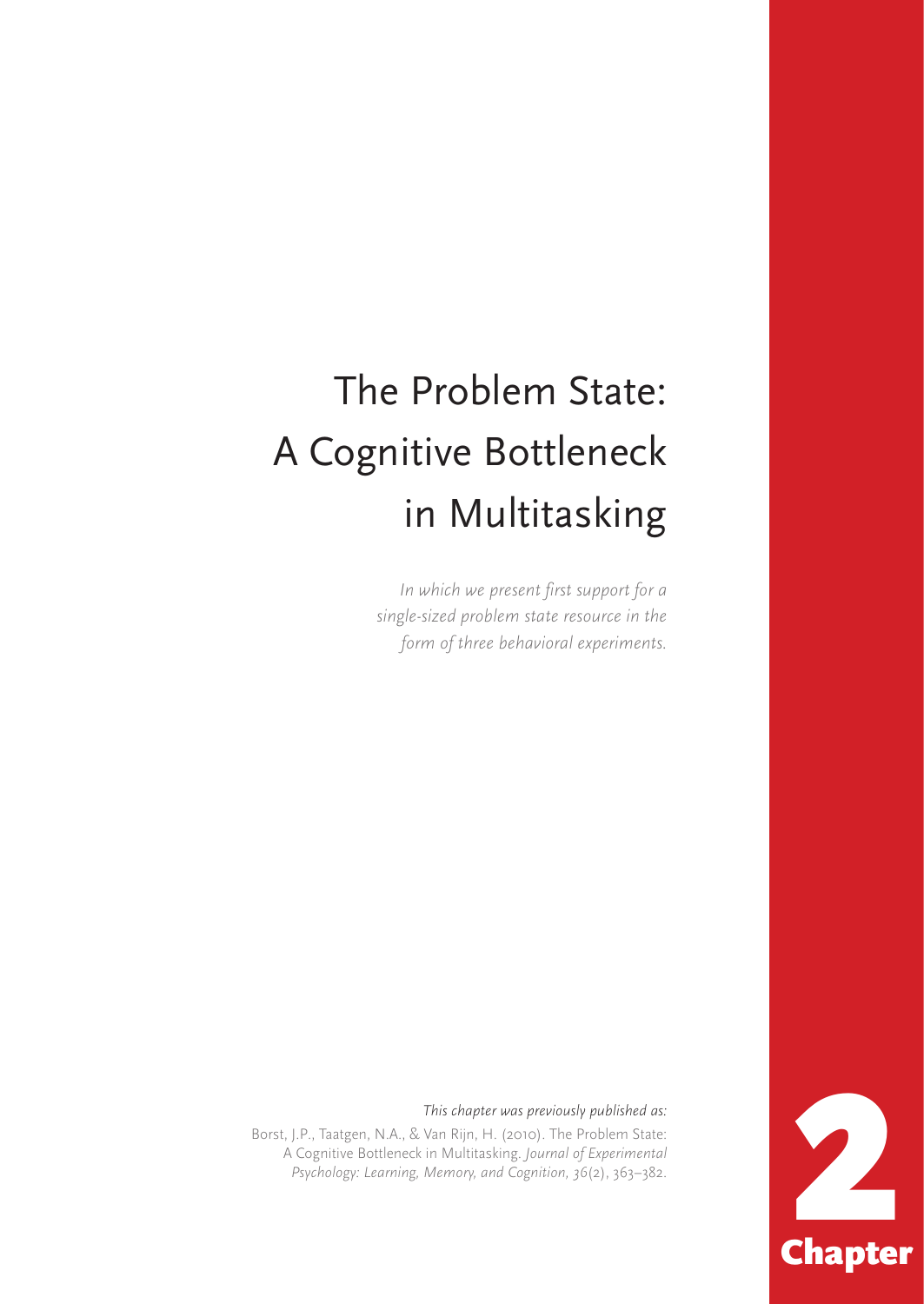# The Problem State: A Cognitive Bottleneck in Multitasking

*In which we present first support for a single-sized problem state resource in the form of three behavioral experiments.*

*This chapter was previously published as:*

Borst, J.P., Taatgen, N.A., & Van Rijn, H. (2010). The Problem State: A Cognitive Bottleneck in Multitasking. *Journal of Experimental Psychology: Learning, Memory, and Cognition, 36*(2), 363–382.

**2**

**Chapter**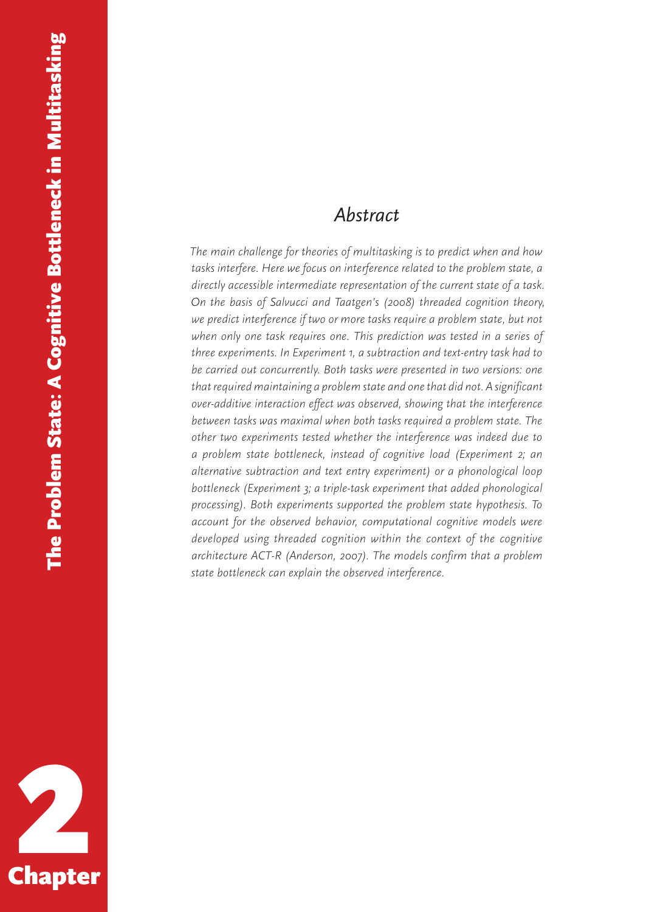# The Problem State: A Cognitive Bottleneck in Multitasking

## Abstract

*The main challenge for theories of multitasking is to predict when and how tasks interfere. Here we focus on interference related to the problem state, a directly accessible intermediate representation of the current state of a task. On the basis of Salvucci and Taatgen's (2008) threaded cognition theory, we predict interference if two or more tasks require a problem state, but not when only one task requires one. This prediction was tested in a series of three experiments. In Experiment 1, a subtraction and text-entry task had to be carried out concurrently. Both tasks were presented in two versions: one that required maintaining a problem state and one that did not. A significant over-additive interaction effect was observed, showing that the interference between tasks was maximal when both tasks required a problem state. The other two experiments tested whether the interference was indeed due to a problem state bottleneck, instead of cognitive load (Experiment 2; an alternative subtraction and text entry experiment) or a phonological loop bottleneck (Experiment 3; a triple-task experiment that added phonological processing). Both experiments supported the problem state hypothesis. To account for the observed behavior, computational cognitive models were developed using threaded cognition within the context of the cognitive architecture ACT-R (Anderson, 2007). The models confirm that a problem state bottleneck can explain the observed interference.*

**2**

**Chapter**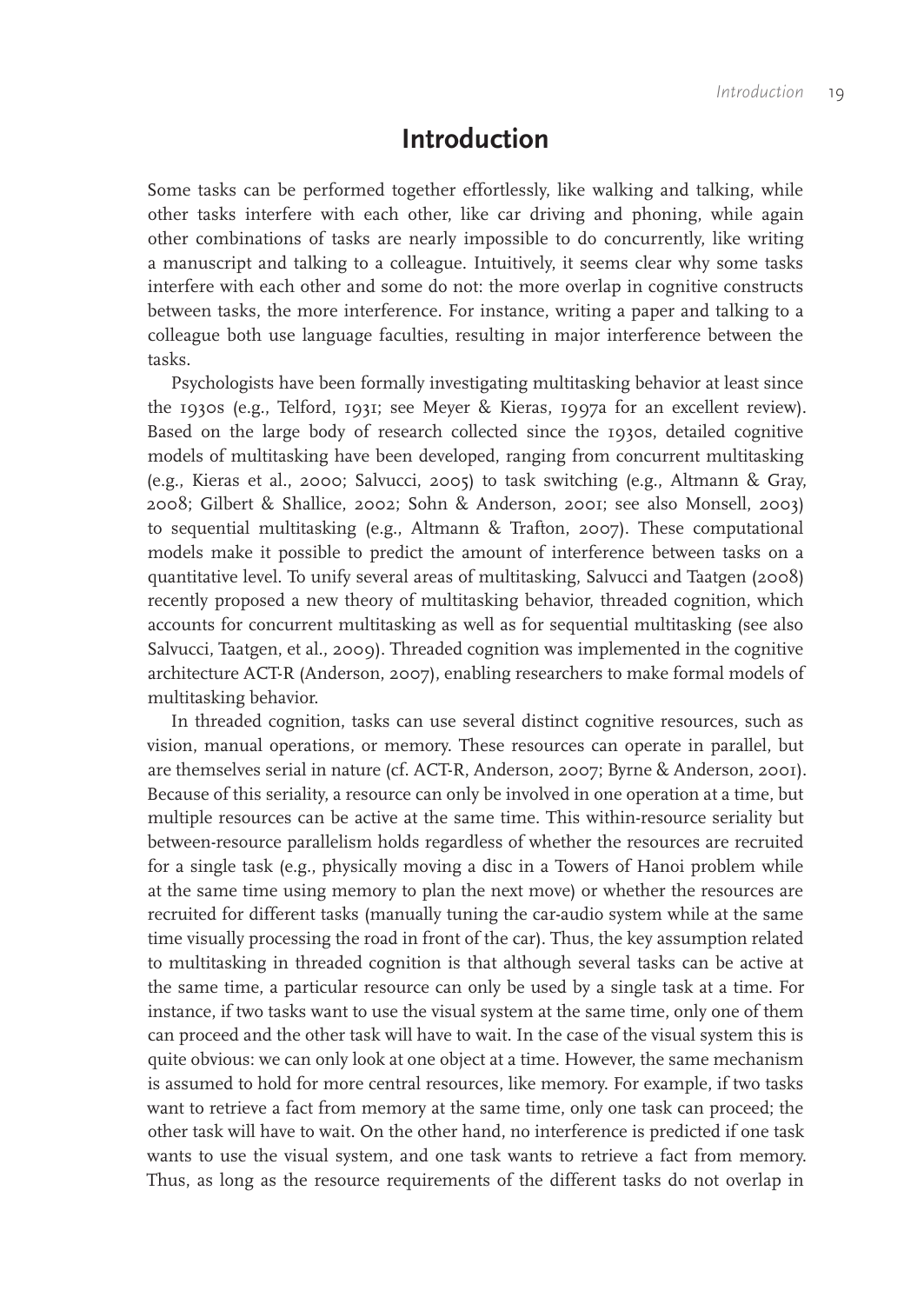# Introduction

Some tasks can be performed together effortlessly, like walking and talking, while other tasks interfere with each other, like car driving and phoning, while again other combinations of tasks are nearly impossible to do concurrently, like writing a manuscript and talking to a colleague. Intuitively, it seems clear why some tasks interfere with each other and some do not: the more overlap in cognitive constructs between tasks, the more interference. For instance, writing a paper and talking to a colleague both use language faculties, resulting in major interference between the tasks.

Psychologists have been formally investigating multitasking behavior at least since the 1930s (e.g., Telford, 1931; see Meyer & Kieras, 1997a for an excellent review). Based on the large body of research collected since the 1930s, detailed cognitive models of multitasking have been developed, ranging from concurrent multitasking (e.g., Kieras et al., 2000; Salvucci, 2005) to task switching (e.g., Altmann & Gray, 2008; Gilbert & Shallice, 2002; Sohn & Anderson, 2001; see also Monsell, 2003) to sequential multitasking (e.g., Altmann & Trafton, 2007). These computational models make it possible to predict the amount of interference between tasks on a quantitative level. To unify several areas of multitasking, Salvucci and Taatgen (2008) recently proposed a new theory of multitasking behavior, threaded cognition, which accounts for concurrent multitasking as well as for sequential multitasking (see also Salvucci, Taatgen, et al., 2009). Threaded cognition was implemented in the cognitive architecture ACT-R (Anderson, 2007), enabling researchers to make formal models of multitasking behavior.

In threaded cognition, tasks can use several distinct cognitive resources, such as vision, manual operations, or memory. These resources can operate in parallel, but are themselves serial in nature (cf. ACT-R, Anderson, 2007; Byrne & Anderson, 2001). Because of this seriality, a resource can only be involved in one operation at a time, but multiple resources can be active at the same time. This within-resource seriality but between-resource parallelism holds regardless of whether the resources are recruited for a single task (e.g., physically moving a disc in a Towers of Hanoi problem while at the same time using memory to plan the next move) or whether the resources are recruited for different tasks (manually tuning the car-audio system while at the same time visually processing the road in front of the car). Thus, the key assumption related to multitasking in threaded cognition is that although several tasks can be active at the same time, a particular resource can only be used by a single task at a time. For instance, if two tasks want to use the visual system at the same time, only one of them can proceed and the other task will have to wait. In the case of the visual system this is quite obvious: we can only look at one object at a time. However, the same mechanism is assumed to hold for more central resources, like memory. For example, if two tasks want to retrieve a fact from memory at the same time, only one task can proceed; the other task will have to wait. On the other hand, no interference is predicted if one task wants to use the visual system, and one task wants to retrieve a fact from memory. Thus, as long as the resource requirements of the different tasks do not overlap in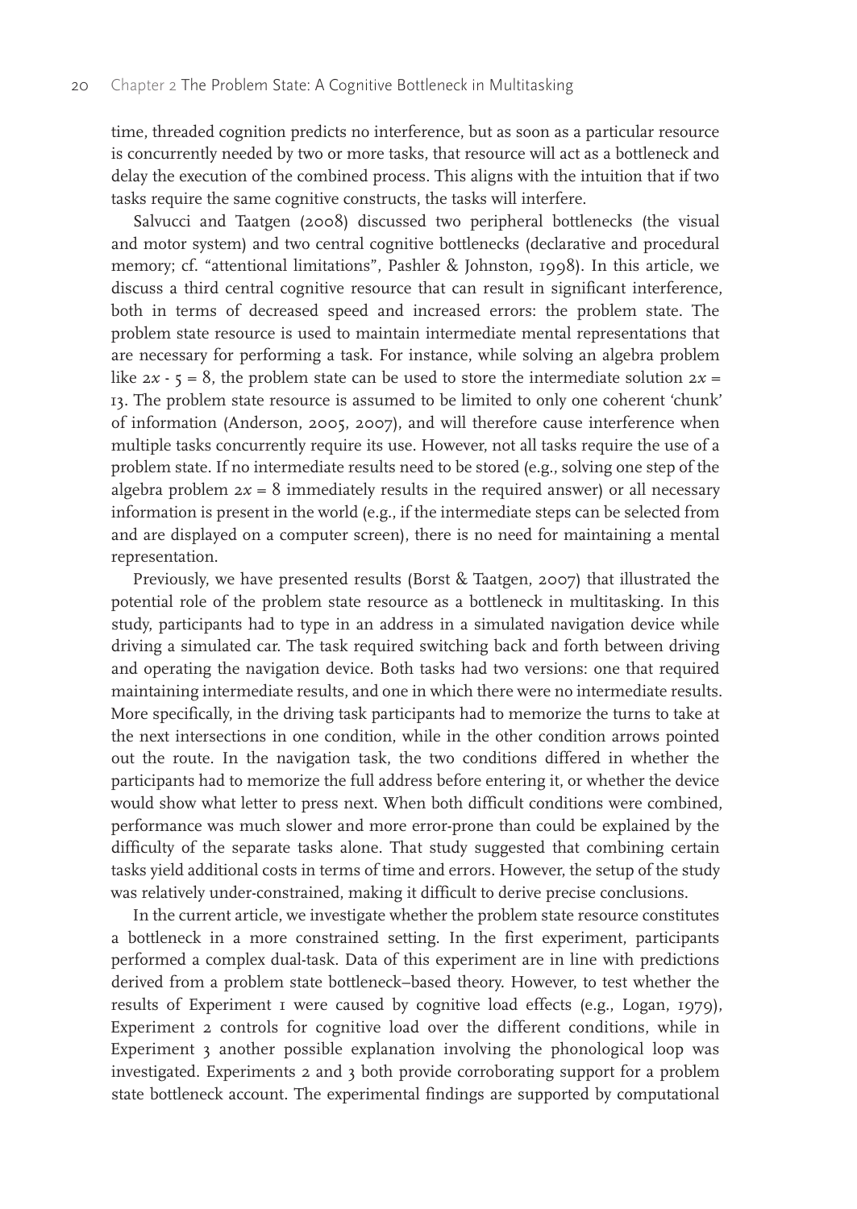time, threaded cognition predicts no interference, but as soon as a particular resource is concurrently needed by two or more tasks, that resource will act as a bottleneck and delay the execution of the combined process. This aligns with the intuition that if two tasks require the same cognitive constructs, the tasks will interfere.

Salvucci and Taatgen (2008) discussed two peripheral bottlenecks (the visual and motor system) and two central cognitive bottlenecks (declarative and procedural memory; cf. "attentional limitations", Pashler & Johnston, 1998). In this article, we discuss a third central cognitive resource that can result in significant interference, both in terms of decreased speed and increased errors: the problem state. The problem state resource is used to maintain intermediate mental representations that are necessary for performing a task. For instance, while solving an algebra problem like $2x - 5 = 8$, the problem state can be used to store the intermediate solution $2x = 13$. The problem state resource is assumed to be limited to only one coherent 'chunk' of information (Anderson, 2005, 2007), and will therefore cause interference when multiple tasks concurrently require its use. However, not all tasks require the use of a problem state. If no intermediate results need to be stored (e.g., solving one step of the algebra problem $2x = 8$ immediately results in the required answer) or all necessary information is present in the world (e.g., if the intermediate steps can be selected from and are displayed on a computer screen), there is no need for maintaining a mental representation.

Previously, we have presented results (Borst & Taatgen, 2007) that illustrated the potential role of the problem state resource as a bottleneck in multitasking. In this study, participants had to type in an address in a simulated navigation device while driving a simulated car. The task required switching back and forth between driving and operating the navigation device. Both tasks had two versions: one that required maintaining intermediate results, and one in which there were no intermediate results. More specifically, in the driving task participants had to memorize the turns to take at the next intersections in one condition, while in the other condition arrows pointed out the route. In the navigation task, the two conditions differed in whether the participants had to memorize the full address before entering it, or whether the device would show what letter to press next. When both difficult conditions were combined, performance was much slower and more error-prone than could be explained by the difficulty of the separate tasks alone. That study suggested that combining certain tasks yield additional costs in terms of time and errors. However, the setup of the study was relatively under-constrained, making it difficult to derive precise conclusions.

In the current article, we investigate whether the problem state resource constitutes a bottleneck in a more constrained setting. In the first experiment, participants performed a complex dual-task. Data of this experiment are in line with predictions derived from a problem state bottleneck–based theory. However, to test whether the results of Experiment 1 were caused by cognitive load effects (e.g., Logan, 1979), Experiment 2 controls for cognitive load over the different conditions, while in Experiment 3 another possible explanation involving the phonological loop was investigated. Experiments 2 and 3 both provide corroborating support for a problem state bottleneck account. The experimental findings are supported by computational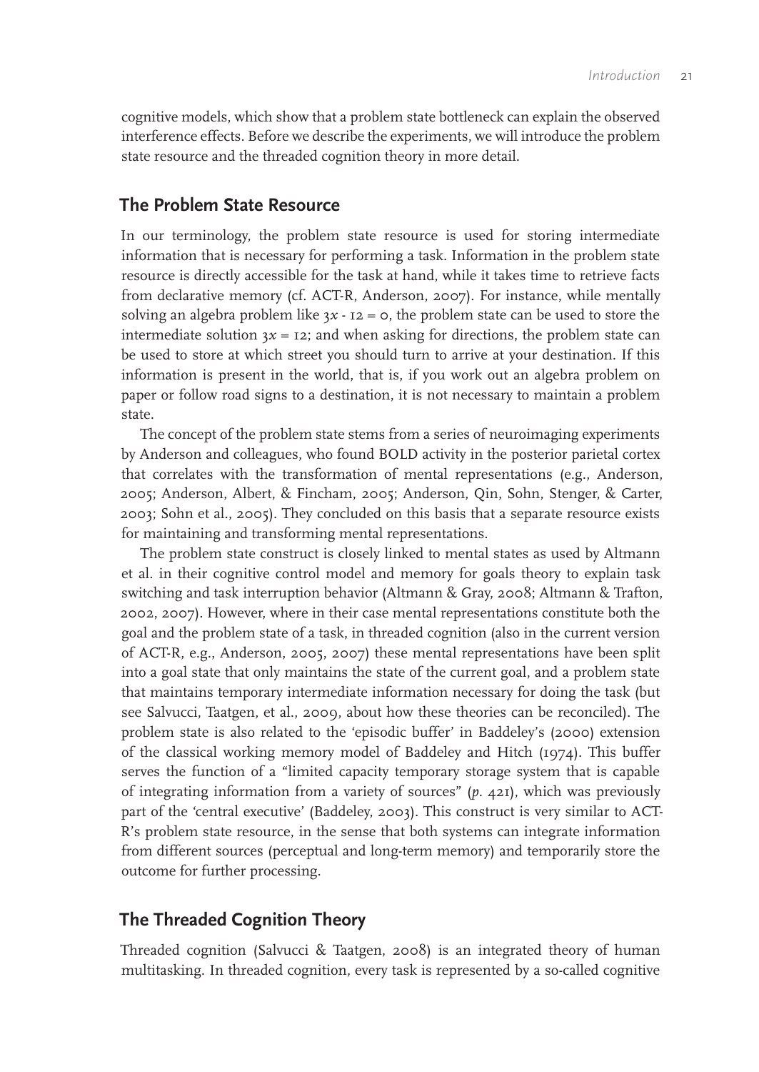cognitive models, which show that a problem state bottleneck can explain the observed interference effects. Before we describe the experiments, we will introduce the problem state resource and the threaded cognition theory in more detail.

## The Problem State Resource

In our terminology, the problem state resource is used for storing intermediate information that is necessary for performing a task. Information in the problem state resource is directly accessible for the task at hand, while it takes time to retrieve facts from declarative memory (cf. ACT-R, Anderson, 2007). For instance, while mentally solving an algebra problem like $3x - 12 = 0$, the problem state can be used to store the intermediate solution $3x = 12$; and when asking for directions, the problem state can be used to store at which street you should turn to arrive at your destination. If this information is present in the world, that is, if you work out an algebra problem on paper or follow road signs to a destination, it is not necessary to maintain a problem state.

The concept of the problem state stems from a series of neuroimaging experiments by Anderson and colleagues, who found BOLD activity in the posterior parietal cortex that correlates with the transformation of mental representations (e.g., Anderson, 2005; Anderson, Albert, & Fincham, 2005; Anderson, Qin, Sohn, Stenger, & Carter, 2003; Sohn et al., 2005). They concluded on this basis that a separate resource exists for maintaining and transforming mental representations.

The problem state construct is closely linked to mental states as used by Altmann et al. in their cognitive control model and memory for goals theory to explain task switching and task interruption behavior (Altmann & Gray, 2008; Altmann & Trafton, 2002, 2007). However, where in their case mental representations constitute both the goal and the problem state of a task, in threaded cognition (also in the current version of ACT-R, e.g., Anderson, 2005, 2007) these mental representations have been split into a goal state that only maintains the state of the current goal, and a problem state that maintains temporary intermediate information necessary for doing the task (but see Salvucci, Taatgen, et al., 2009, about how these theories can be reconciled). The problem state is also related to the 'episodic buffer' in Baddeley's (2000) extension of the classical working memory model of Baddeley and Hitch (1974). This buffer serves the function of a "limited capacity temporary storage system that is capable of integrating information from a variety of sources" (*p.* 421), which was previously part of the 'central executive' (Baddeley, 2003). This construct is very similar to ACT-R's problem state resource, in the sense that both systems can integrate information from different sources (perceptual and long-term memory) and temporarily store the outcome for further processing.

## The Threaded Cognition Theory

Threaded cognition (Salvucci & Taatgen, 2008) is an integrated theory of human multitasking. In threaded cognition, every task is represented by a so-called cognitive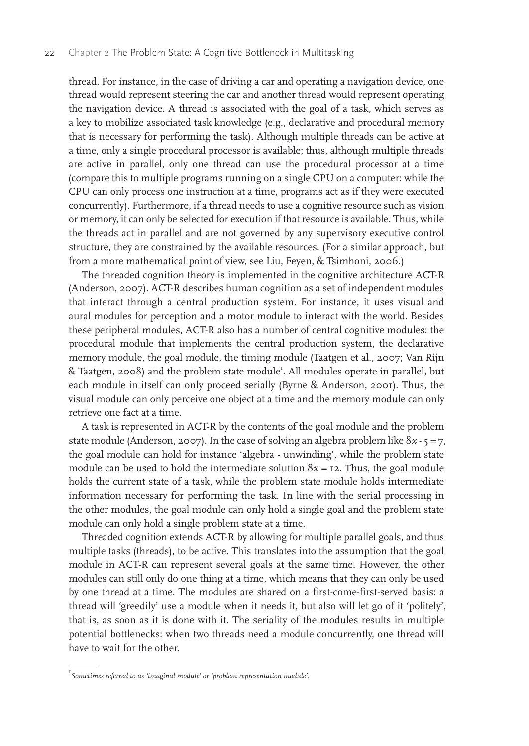thread. For instance, in the case of driving a car and operating a navigation device, one thread would represent steering the car and another thread would represent operating the navigation device. A thread is associated with the goal of a task, which serves as a key to mobilize associated task knowledge (e.g., declarative and procedural memory that is necessary for performing the task). Although multiple threads can be active at a time, only a single procedural processor is available; thus, although multiple threads are active in parallel, only one thread can use the procedural processor at a time (compare this to multiple programs running on a single CPU on a computer: while the CPU can only process one instruction at a time, programs act as if they were executed concurrently). Furthermore, if a thread needs to use a cognitive resource such as vision or memory, it can only be selected for execution if that resource is available. Thus, while the threads act in parallel and are not governed by any supervisory executive control structure, they are constrained by the available resources. (For a similar approach, but from a more mathematical point of view, see Liu, Feyen, & Tsimhoni, 2006.)

The threaded cognition theory is implemented in the cognitive architecture ACT-R (Anderson, 2007). ACT-R describes human cognition as a set of independent modules that interact through a central production system. For instance, it uses visual and aural modules for perception and a motor module to interact with the world. Besides these peripheral modules, ACT-R also has a number of central cognitive modules: the procedural module that implements the central production system, the declarative memory module, the goal module, the timing module (Taatgen et al., 2007; Van Rijn & Taatgen, 2008) and the problem state module[1]. All modules operate in parallel, but each module in itself can only proceed serially (Byrne & Anderson, 2001). Thus, the visual module can only perceive one object at a time and the memory module can only retrieve one fact at a time.

A task is represented in ACT-R by the contents of the goal module and the problem state module (Anderson, 2007). In the case of solving an algebra problem like $8x - 5 = 7$, the goal module can hold for instance 'algebra - unwinding', while the problem state module can be used to hold the intermediate solution $8x = 12$. Thus, the goal module holds the current state of a task, while the problem state module holds intermediate information necessary for performing the task. In line with the serial processing in the other modules, the goal module can only hold a single goal and the problem state module can only hold a single problem state at a time.

Threaded cognition extends ACT-R by allowing for multiple parallel goals, and thus multiple tasks (threads), to be active. This translates into the assumption that the goal module in ACT-R can represent several goals at the same time. However, the other modules can still only do one thing at a time, which means that they can only be used by one thread at a time. The modules are shared on a first-come-first-served basis: a thread will 'greedily' use a module when it needs it, but also will let go of it 'politely', that is, as soon as it is done with it. The seriality of the modules results in multiple potential bottlenecks: when two threads need a module concurrently, one thread will have to wait for the other.

---

[1] *Sometimes referred to as 'imaginal module' or 'problem representation module'.*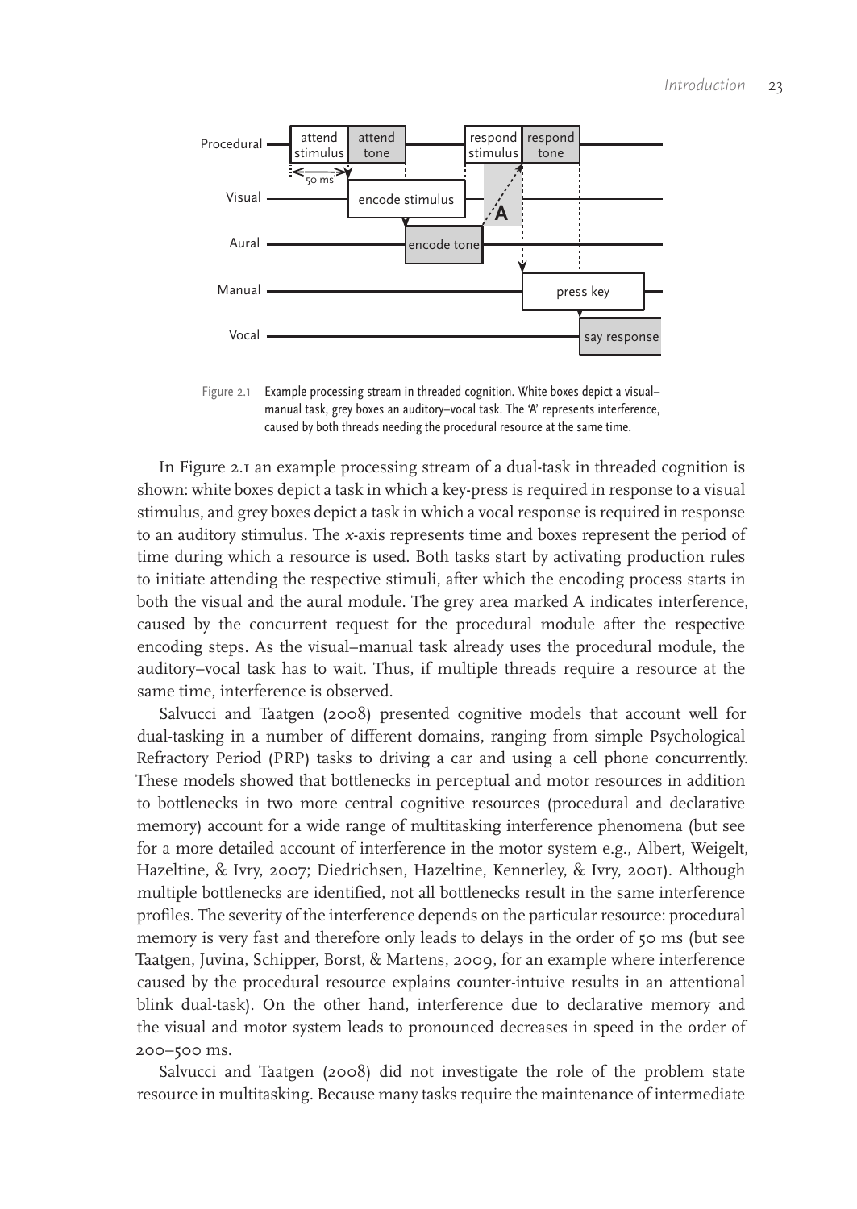Figure 2.1 Example processing stream in threaded cognition. White boxes depict a visual–manual task, grey boxes an auditory–vocal task. The 'A' represents interference, caused by both threads needing the procedural resource at the same time.

In Figure 2.1 an example processing stream of a dual-task in threaded cognition is shown: white boxes depict a task in which a key-press is required in response to a visual stimulus, and grey boxes depict a task in which a vocal response is required in response to an auditory stimulus. The *x*-axis represents time and boxes represent the period of time during which a resource is used. Both tasks start by activating production rules to initiate attending the respective stimuli, after which the encoding process starts in both the visual and the aural module. The grey area marked A indicates interference, caused by the concurrent request for the procedural module after the respective encoding steps. As the visual–manual task already uses the procedural module, the auditory–vocal task has to wait. Thus, if multiple threads require a resource at the same time, interference is observed.

Salvucci and Taatgen (2008) presented cognitive models that account well for dual-tasking in a number of different domains, ranging from simple Psychological Refractory Period (PRP) tasks to driving a car and using a cell phone concurrently. These models showed that bottlenecks in perceptual and motor resources in addition to bottlenecks in two more central cognitive resources (procedural and declarative memory) account for a wide range of multitasking interference phenomena (but see for a more detailed account of interference in the motor system e.g., Albert, Weigelt, Hazeltine, & Ivry, 2007; Diedrichsen, Hazeltine, Kennerley, & Ivry, 2001). Although multiple bottlenecks are identified, not all bottlenecks result in the same interference profiles. The severity of the interference depends on the particular resource: procedural memory is very fast and therefore only leads to delays in the order of 50 ms (but see Taatgen, Juvina, Schipper, Borst, & Martens, 2009, for an example where interference caused by the procedural resource explains counter-intuive results in an attentional blink dual-task). On the other hand, interference due to declarative memory and the visual and motor system leads to pronounced decreases in speed in the order of 200–500 ms.

Salvucci and Taatgen (2008) did not investigate the role of the problem state resource in multitasking. Because many tasks require the maintenance of intermediate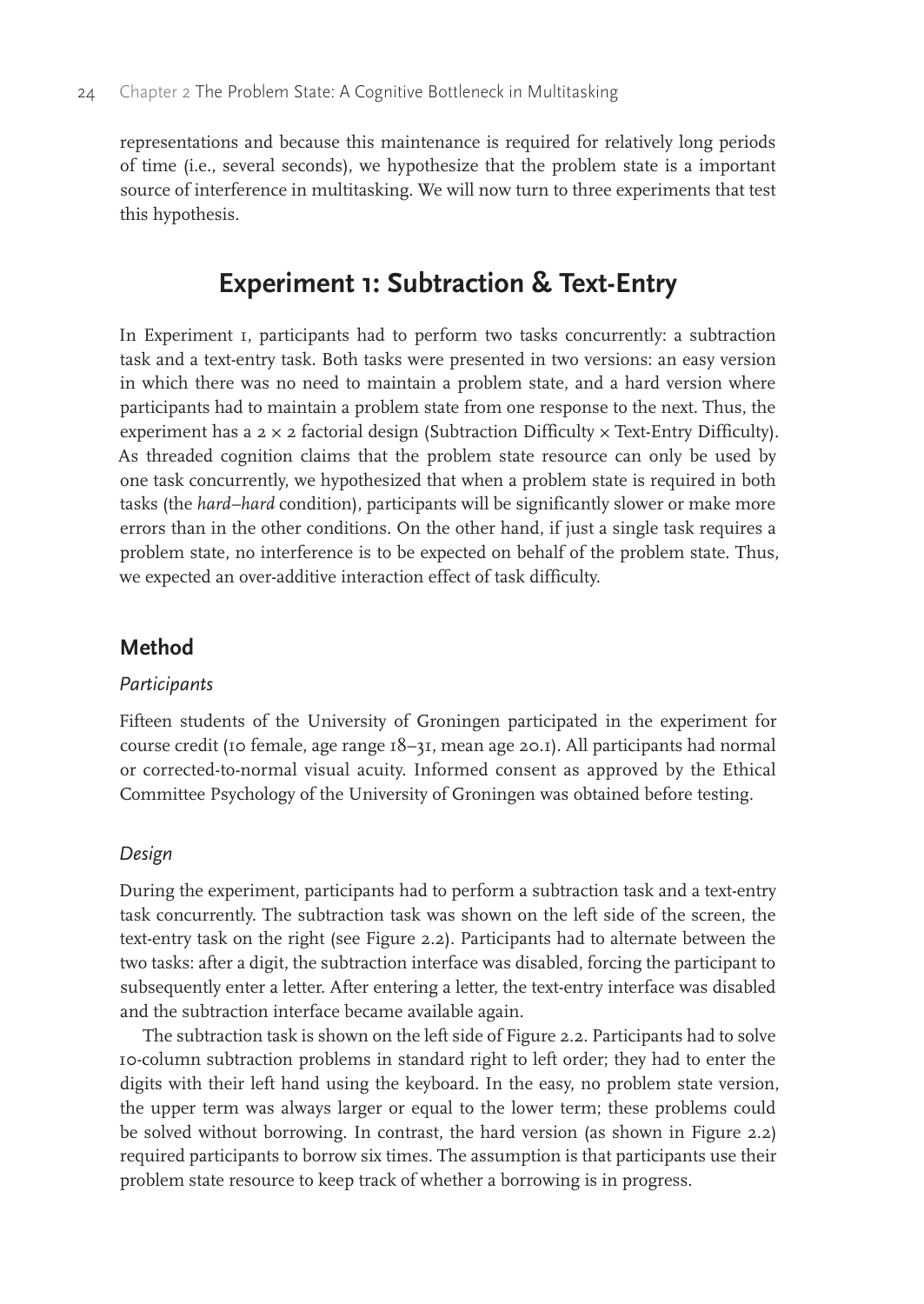representations and because this maintenance is required for relatively long periods of time (i.e., several seconds), we hypothesize that the problem state is a important source of interference in multitasking. We will now turn to three experiments that test this hypothesis.

## Experiment 1: Subtraction & Text-Entry

In Experiment 1, participants had to perform two tasks concurrently: a subtraction task and a text-entry task. Both tasks were presented in two versions: an easy version in which there was no need to maintain a problem state, and a hard version where participants had to maintain a problem state from one response to the next. Thus, the experiment has a 2 × 2 factorial design (Subtraction Difficulty × Text-Entry Difficulty). As threaded cognition claims that the problem state resource can only be used by one task concurrently, we hypothesized that when a problem state is required in both tasks (the *hard–hard* condition), participants will be significantly slower or make more errors than in the other conditions. On the other hand, if just a single task requires a problem state, no interference is to be expected on behalf of the problem state. Thus, we expected an over-additive interaction effect of task difficulty.

### Method

#### *Participants*

Fifteen students of the University of Groningen participated in the experiment for course credit (10 female, age range 18–31, mean age 20.1). All participants had normal or corrected-to-normal visual acuity. Informed consent as approved by the Ethical Committee Psychology of the University of Groningen was obtained before testing.

#### *Design*

During the experiment, participants had to perform a subtraction task and a text-entry task concurrently. The subtraction task was shown on the left side of the screen, the text-entry task on the right (see Figure 2.2). Participants had to alternate between the two tasks: after a digit, the subtraction interface was disabled, forcing the participant to subsequently enter a letter. After entering a letter, the text-entry interface was disabled and the subtraction interface became available again.

The subtraction task is shown on the left side of Figure 2.2. Participants had to solve 10-column subtraction problems in standard right to left order; they had to enter the digits with their left hand using the keyboard. In the easy, no problem state version, the upper term was always larger or equal to the lower term; these problems could be solved without borrowing. In contrast, the hard version (as shown in Figure 2.2) required participants to borrow six times. The assumption is that participants use their problem state resource to keep track of whether a borrowing is in progress.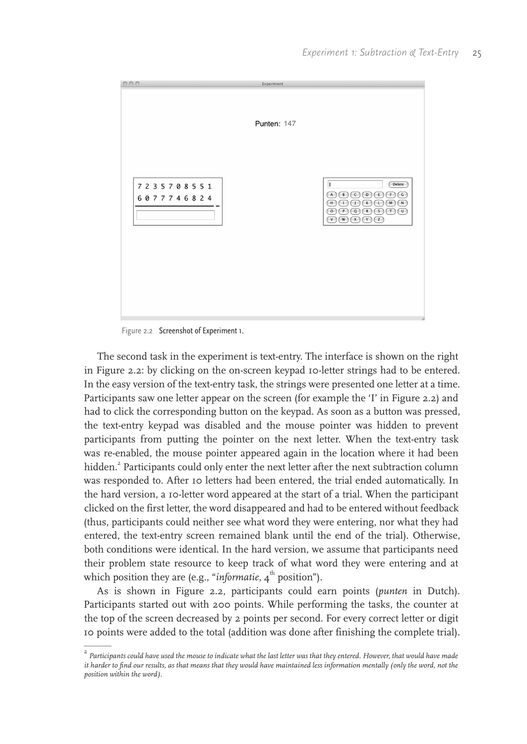Figure 2.2 Screenshot of Experiment 1.

The second task in the experiment is text-entry. The interface is shown on the right in Figure 2.2: by clicking on the on-screen keypad 10-letter strings had to be entered. In the easy version of the text-entry task, the strings were presented one letter at a time. Participants saw one letter appear on the screen (for example the 'I' in Figure 2.2) and had to click the corresponding button on the keypad. As soon as a button was pressed, the text-entry keypad was disabled and the mouse pointer was hidden to prevent participants from putting the pointer on the next letter. When the text-entry task was re-enabled, the mouse pointer appeared again in the location where it had been hidden.[2] Participants could only enter the next letter after the next subtraction column was responded to. After 10 letters had been entered, the trial ended automatically. In the hard version, a 10-letter word appeared at the start of a trial. When the participant clicked on the first letter, the word disappeared and had to be entered without feedback (thus, participants could neither see what word they were entering, nor what they had entered, the text-entry screen remained blank until the end of the trial). Otherwise, both conditions were identical. In the hard version, we assume that participants need their problem state resource to keep track of what word they were entering and at which position they are (e.g., "*informatie*, 4th position").

As is shown in Figure 2.2, participants could earn points (*punten* in Dutch). Participants started out with 200 points. While performing the tasks, the counter at the top of the screen decreased by 2 points per second. For every correct letter or digit 10 points were added to the total (addition was done after finishing the complete trial).

---

[2] *Participants could have used the mouse to indicate what the last letter was that they entered. However, that would have made it harder to find our results, as that means that they would have maintained less information mentally (only the word, not the position within the word).*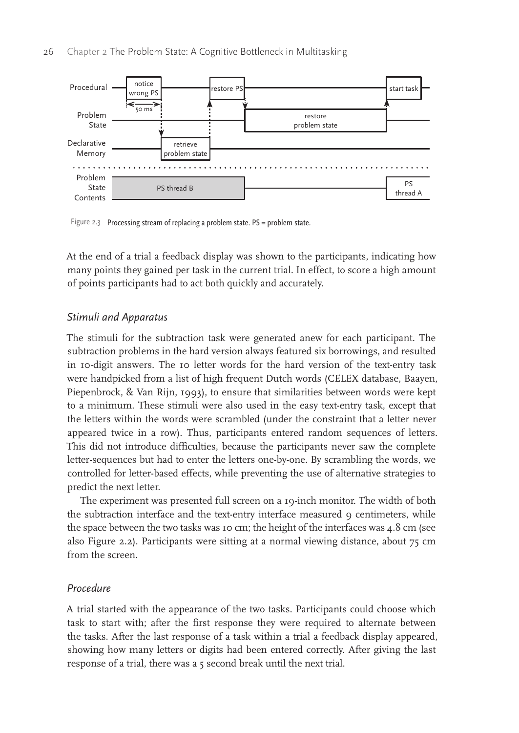Figure 2.3 Processing stream of replacing a problem state. PS = problem state.

At the end of a trial a feedback display was shown to the participants, indicating how many points they gained per task in the current trial. In effect, to score a high amount of points participants had to act both quickly and accurately.

### *Stimuli and Apparatus*

The stimuli for the subtraction task were generated anew for each participant. The subtraction problems in the hard version always featured six borrowings, and resulted in 10-digit answers. The 10 letter words for the hard version of the text-entry task were handpicked from a list of high frequent Dutch words (CELEX database, Baayen, Piepenbrock, & Van Rijn, 1993), to ensure that similarities between words were kept to a minimum. These stimuli were also used in the easy text-entry task, except that the letters within the words were scrambled (under the constraint that a letter never appeared twice in a row). Thus, participants entered random sequences of letters. This did not introduce difficulties, because the participants never saw the complete letter-sequences but had to enter the letters one-by-one. By scrambling the words, we controlled for letter-based effects, while preventing the use of alternative strategies to predict the next letter.

The experiment was presented full screen on a 19-inch monitor. The width of both the subtraction interface and the text-entry interface measured 9 centimeters, while the space between the two tasks was 10 cm; the height of the interfaces was 4.8 cm (see also Figure 2.2). Participants were sitting at a normal viewing distance, about 75 cm from the screen.

### *Procedure*

A trial started with the appearance of the two tasks. Participants could choose which task to start with; after the first response they were required to alternate between the tasks. After the last response of a task within a trial a feedback display appeared, showing how many letters or digits had been entered correctly. After giving the last response of a trial, there was a 5 second break until the next trial.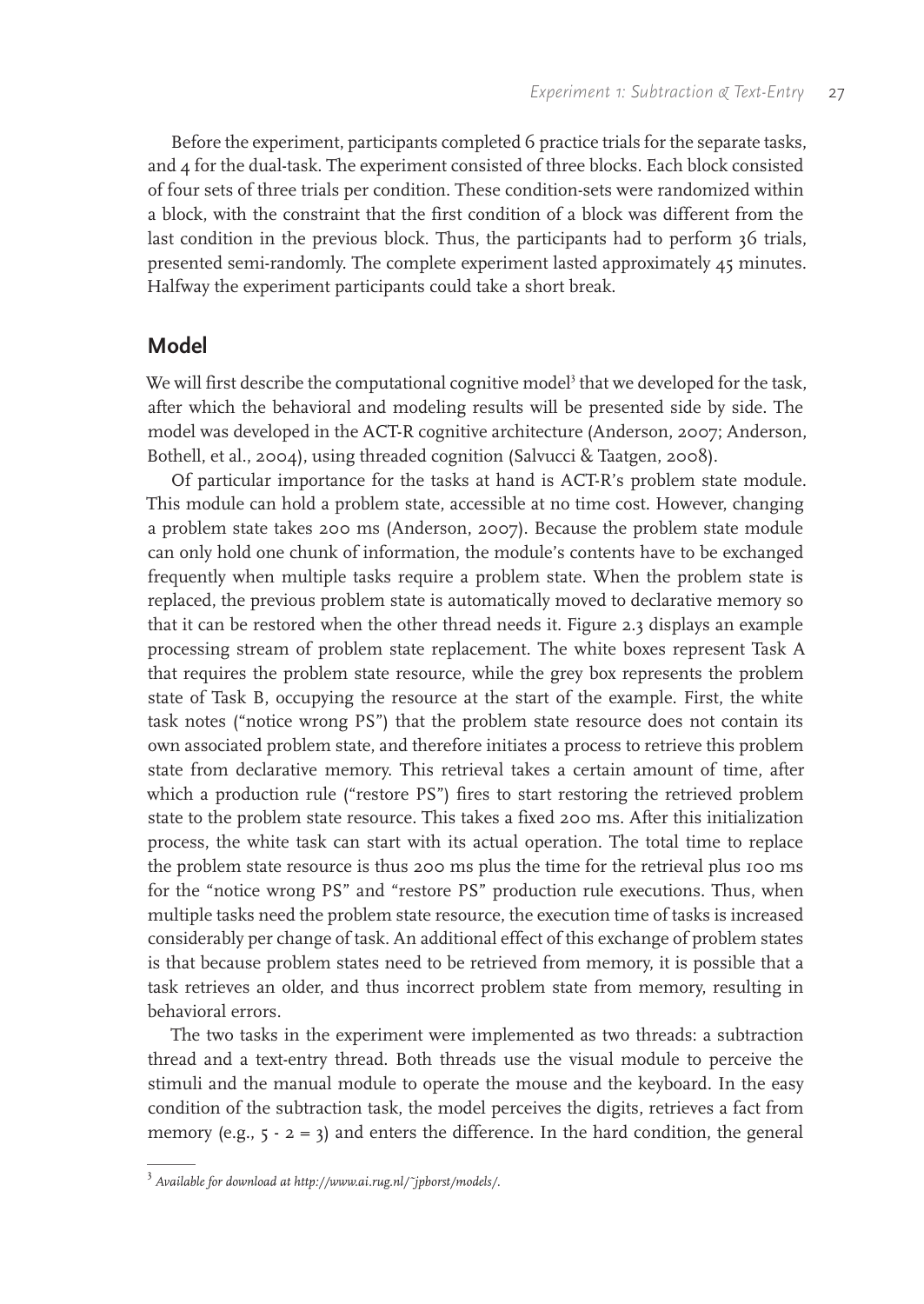Before the experiment, participants completed 6 practice trials for the separate tasks, and 4 for the dual-task. The experiment consisted of three blocks. Each block consisted of four sets of three trials per condition. These condition-sets were randomized within a block, with the constraint that the first condition of a block was different from the last condition in the previous block. Thus, the participants had to perform 36 trials, presented semi-randomly. The complete experiment lasted approximately 45 minutes. Halfway the experiment participants could take a short break.

## Model

We will first describe the computational cognitive model[3] that we developed for the task, after which the behavioral and modeling results will be presented side by side. The model was developed in the ACT-R cognitive architecture (Anderson, 2007; Anderson, Bothell, et al., 2004), using threaded cognition (Salvucci & Taatgen, 2008).

Of particular importance for the tasks at hand is ACT-R's problem state module. This module can hold a problem state, accessible at no time cost. However, changing a problem state takes 200 ms (Anderson, 2007). Because the problem state module can only hold one chunk of information, the module's contents have to be exchanged frequently when multiple tasks require a problem state. When the problem state is replaced, the previous problem state is automatically moved to declarative memory so that it can be restored when the other thread needs it. Figure 2.3 displays an example processing stream of problem state replacement. The white boxes represent Task A that requires the problem state resource, while the grey box represents the problem state of Task B, occupying the resource at the start of the example. First, the white task notes ("notice wrong PS") that the problem state resource does not contain its own associated problem state, and therefore initiates a process to retrieve this problem state from declarative memory. This retrieval takes a certain amount of time, after which a production rule ("restore PS") fires to start restoring the retrieved problem state to the problem state resource. This takes a fixed 200 ms. After this initialization process, the white task can start with its actual operation. The total time to replace the problem state resource is thus 200 ms plus the time for the retrieval plus 100 ms for the "notice wrong PS" and "restore PS" production rule executions. Thus, when multiple tasks need the problem state resource, the execution time of tasks is increased considerably per change of task. An additional effect of this exchange of problem states is that because problem states need to be retrieved from memory, it is possible that a task retrieves an older, and thus incorrect problem state from memory, resulting in behavioral errors.

The two tasks in the experiment were implemented as two threads: a subtraction thread and a text-entry thread. Both threads use the visual module to perceive the stimuli and the manual module to operate the mouse and the keyboard. In the easy condition of the subtraction task, the model perceives the digits, retrieves a fact from memory (e.g., 5 - 2 = 3) and enters the difference. In the hard condition, the general

[3] *Available for download at http://www.ai.rug.nl/~jpborst/models/.*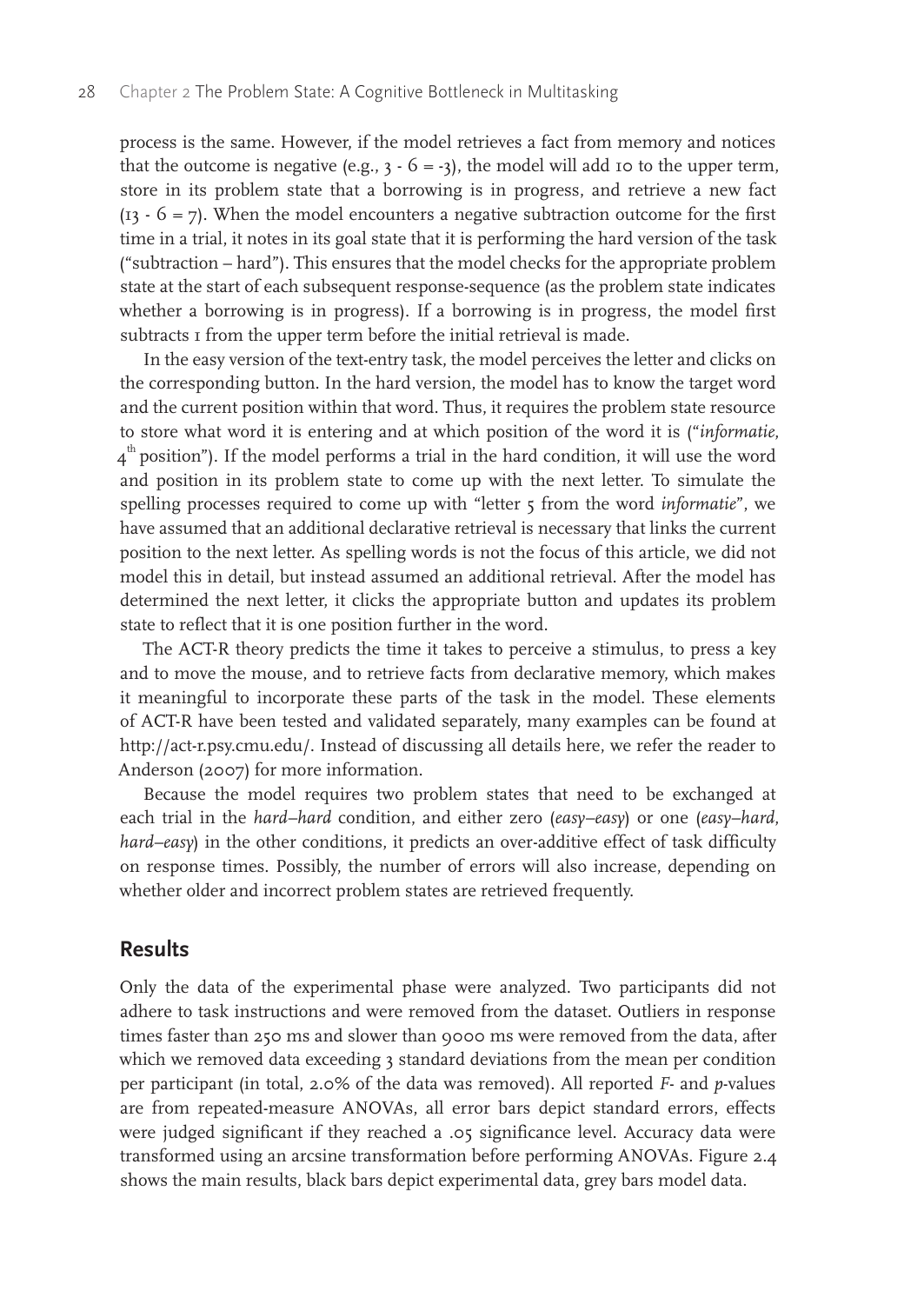process is the same. However, if the model retrieves a fact from memory and notices that the outcome is negative (e.g., 3 - 6 = -3), the model will add 10 to the upper term, store in its problem state that a borrowing is in progress, and retrieve a new fact (13 - 6 = 7). When the model encounters a negative subtraction outcome for the first time in a trial, it notes in its goal state that it is performing the hard version of the task ("subtraction – hard"). This ensures that the model checks for the appropriate problem state at the start of each subsequent response-sequence (as the problem state indicates whether a borrowing is in progress). If a borrowing is in progress, the model first subtracts 1 from the upper term before the initial retrieval is made.

In the easy version of the text-entry task, the model perceives the letter and clicks on the corresponding button. In the hard version, the model has to know the target word and the current position within that word. Thus, it requires the problem state resource to store what word it is entering and at which position of the word it is ("*informatie*, $4^{th}$ position"). If the model performs a trial in the hard condition, it will use the word and position in its problem state to come up with the next letter. To simulate the spelling processes required to come up with "letter 5 from the word *informatie*", we have assumed that an additional declarative retrieval is necessary that links the current position to the next letter. As spelling words is not the focus of this article, we did not model this in detail, but instead assumed an additional retrieval. After the model has determined the next letter, it clicks the appropriate button and updates its problem state to reflect that it is one position further in the word.

The ACT-R theory predicts the time it takes to perceive a stimulus, to press a key and to move the mouse, and to retrieve facts from declarative memory, which makes it meaningful to incorporate these parts of the task in the model. These elements of ACT-R have been tested and validated separately, many examples can be found at http://act-r.psy.cmu.edu/. Instead of discussing all details here, we refer the reader to Anderson (2007) for more information.

Because the model requires two problem states that need to be exchanged at each trial in the *hard–hard* condition, and either zero (*easy–easy*) or one (*easy–hard, hard–easy*) in the other conditions, it predicts an over-additive effect of task difficulty on response times. Possibly, the number of errors will also increase, depending on whether older and incorrect problem states are retrieved frequently.

## Results

Only the data of the experimental phase were analyzed. Two participants did not adhere to task instructions and were removed from the dataset. Outliers in response times faster than 250 ms and slower than 9000 ms were removed from the data, after which we removed data exceeding 3 standard deviations from the mean per condition per participant (in total, 2.0% of the data was removed). All reported $F$- and $p$-values are from repeated-measure ANOVAs, all error bars depict standard errors, effects were judged significant if they reached a .05 significance level. Accuracy data were transformed using an arcsine transformation before performing ANOVAs. Figure 2.4 shows the main results, black bars depict experimental data, grey bars model data.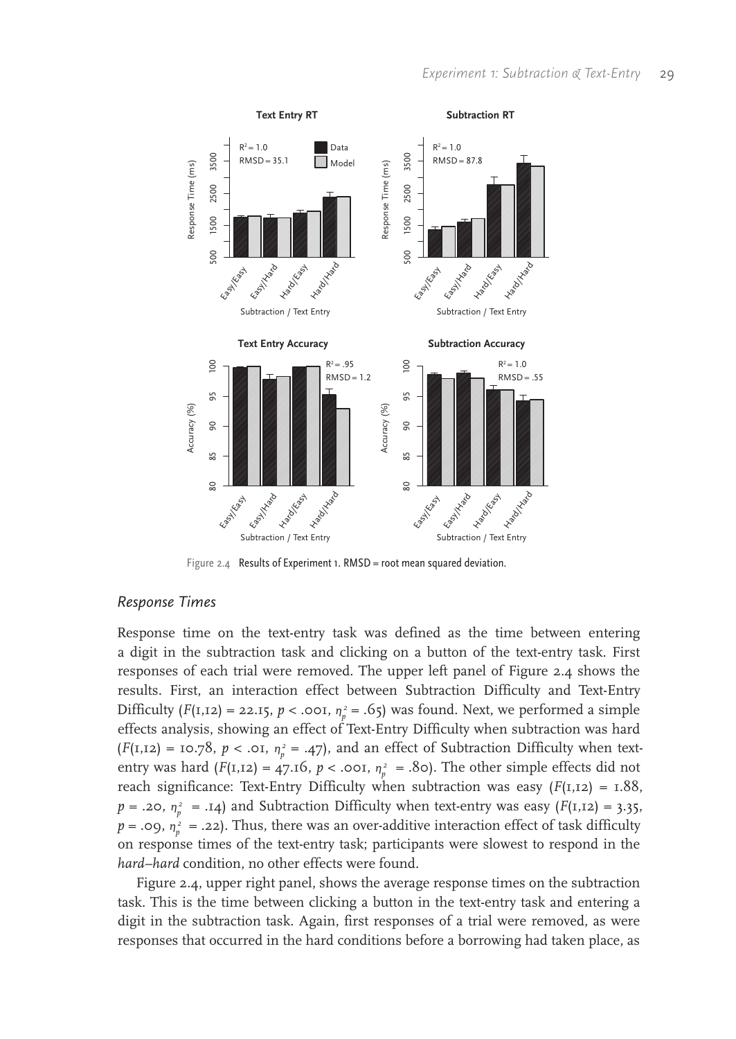Figure 2.4 Results of Experiment 1. RMSD = root mean squared deviation.

### *Response Times*

Response time on the text-entry task was defined as the time between entering a digit in the subtraction task and clicking on a button of the text-entry task. First responses of each trial were removed. The upper left panel of Figure 2.4 shows the results. First, an interaction effect between Subtraction Difficulty and Text-Entry Difficulty ($F(1,12) = 22.15$, $p < .001$, $\eta_p^2 = .65$) was found. Next, we performed a simple effects analysis, showing an effect of Text-Entry Difficulty when subtraction was hard ($F(1,12) = 10.78$, $p < .01$, $\eta_p^2 = .47$), and an effect of Subtraction Difficulty when text-entry was hard ($F(1,12) = 47.16$, $p < .001$, $\eta_p^2 = .80$). The other simple effects did not reach significance: Text-Entry Difficulty when subtraction was easy ($F(1,12) = 1.88$, $p = .20$, $\eta_p^2 = .14$) and Subtraction Difficulty when text-entry was easy ($F(1,12) = 3.35$, $p = .09$, $\eta_p^2 = .22$). Thus, there was an over-additive interaction effect of task difficulty on response times of the text-entry task; participants were slowest to respond in the *hard–hard* condition, no other effects were found.

Figure 2.4, upper right panel, shows the average response times on the subtraction task. This is the time between clicking a button in the text-entry task and entering a digit in the subtraction task. Again, first responses of a trial were removed, as were responses that occurred in the hard conditions before a borrowing had taken place, as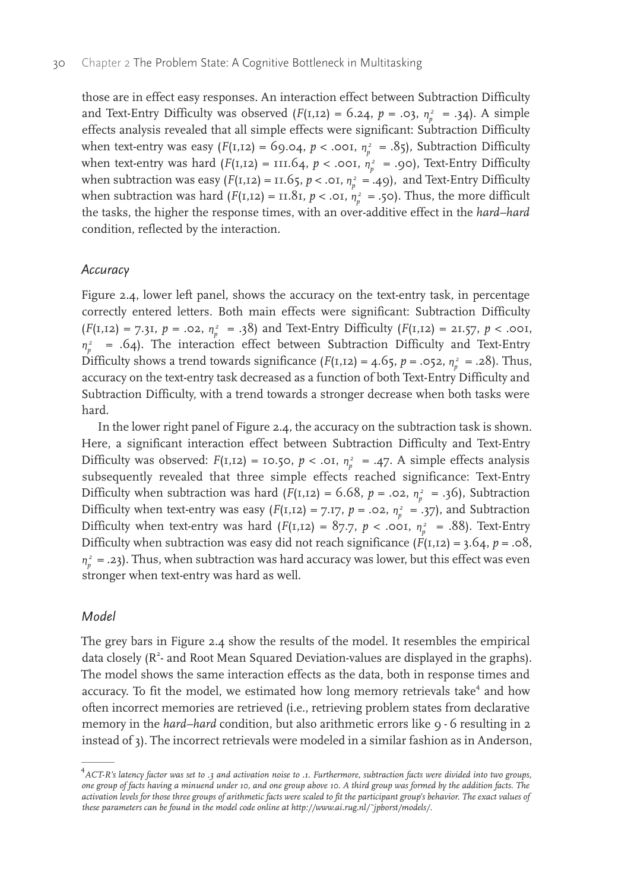those are in effect easy responses. An interaction effect between Subtraction Difficulty and Text-Entry Difficulty was observed ($F(1,12) = 6.24$, $p = .03$, $\eta_p^2 = .34$). A simple effects analysis revealed that all simple effects were significant: Subtraction Difficulty when text-entry was easy ($F(1,12) = 69.04$, $p < .001$, $\eta_p^2 = .85$), Subtraction Difficulty when text-entry was hard ($F(1,12) = 111.64$, $p < .001$, $\eta_p^2 = .90$), Text-Entry Difficulty when subtraction was easy ($F(1,12) = 11.65$, $p < .01$, $\eta_p^2 = .49$), and Text-Entry Difficulty when subtraction was hard ($F(1,12) = 11.81$, $p < .01$, $\eta_p^2 = .50$). Thus, the more difficult the tasks, the higher the response times, with an over-additive effect in the *hard–hard* condition, reflected by the interaction.

### *Accuracy*

Figure 2.4, lower left panel, shows the accuracy on the text-entry task, in percentage correctly entered letters. Both main effects were significant: Subtraction Difficulty ($F(1,12) = 7.31$, $p = .02$, $\eta_p^2 = .38$) and Text-Entry Difficulty ($F(1,12) = 21.57$, $p < .001$, $\eta_p^2 = .64$). The interaction effect between Subtraction Difficulty and Text-Entry Difficulty shows a trend towards significance ($F(1,12) = 4.65$, $p = .052$, $\eta_p^2 = .28$). Thus, accuracy on the text-entry task decreased as a function of both Text-Entry Difficulty and Subtraction Difficulty, with a trend towards a stronger decrease when both tasks were hard.

In the lower right panel of Figure 2.4, the accuracy on the subtraction task is shown. Here, a significant interaction effect between Subtraction Difficulty and Text-Entry Difficulty was observed: $F(1,12) = 10.50$, $p < .01$, $\eta_p^2 = .47$. A simple effects analysis subsequently revealed that three simple effects reached significance: Text-Entry Difficulty when subtraction was hard ($F(1,12) = 6.68$, $p = .02$, $\eta_p^2 = .36$), Subtraction Difficulty when text-entry was easy ($F(1,12) = 7.17$, $p = .02$, $\eta_p^2 = .37$), and Subtraction Difficulty when text-entry was hard ($F(1,12) = 87.7$, $p < .001$, $\eta_p^2 = .88$). Text-Entry Difficulty when subtraction was easy did not reach significance ($F(1,12) = 3.64$, $p = .08$, $\eta_p^2 = .23$). Thus, when subtraction was hard accuracy was lower, but this effect was even stronger when text-entry was hard as well.

### *Model*

The grey bars in Figure 2.4 show the results of the model. It resembles the empirical data closely ($R^2$- and Root Mean Squared Deviation-values are displayed in the graphs). The model shows the same interaction effects as the data, both in response times and accuracy. To fit the model, we estimated how long memory retrievals take[4] and how often incorrect memories are retrieved (i.e., retrieving problem states from declarative memory in the *hard–hard* condition, but also arithmetic errors like 9 - 6 resulting in 2 instead of 3). The incorrect retrievals were modeled in a similar fashion as in Anderson,

---

[4] *ACT-R's latency factor was set to .3 and activation noise to .1. Furthermore, subtraction facts were divided into two groups, one group of facts having a minuend under 10, and one group above 10. A third group was formed by the addition facts. The activation levels for those three groups of arithmetic facts were scaled to fit the participant group's behavior. The exact values of these parameters can be found in the model code online at http://www.ai.rug.nl/~jpborst/models/.*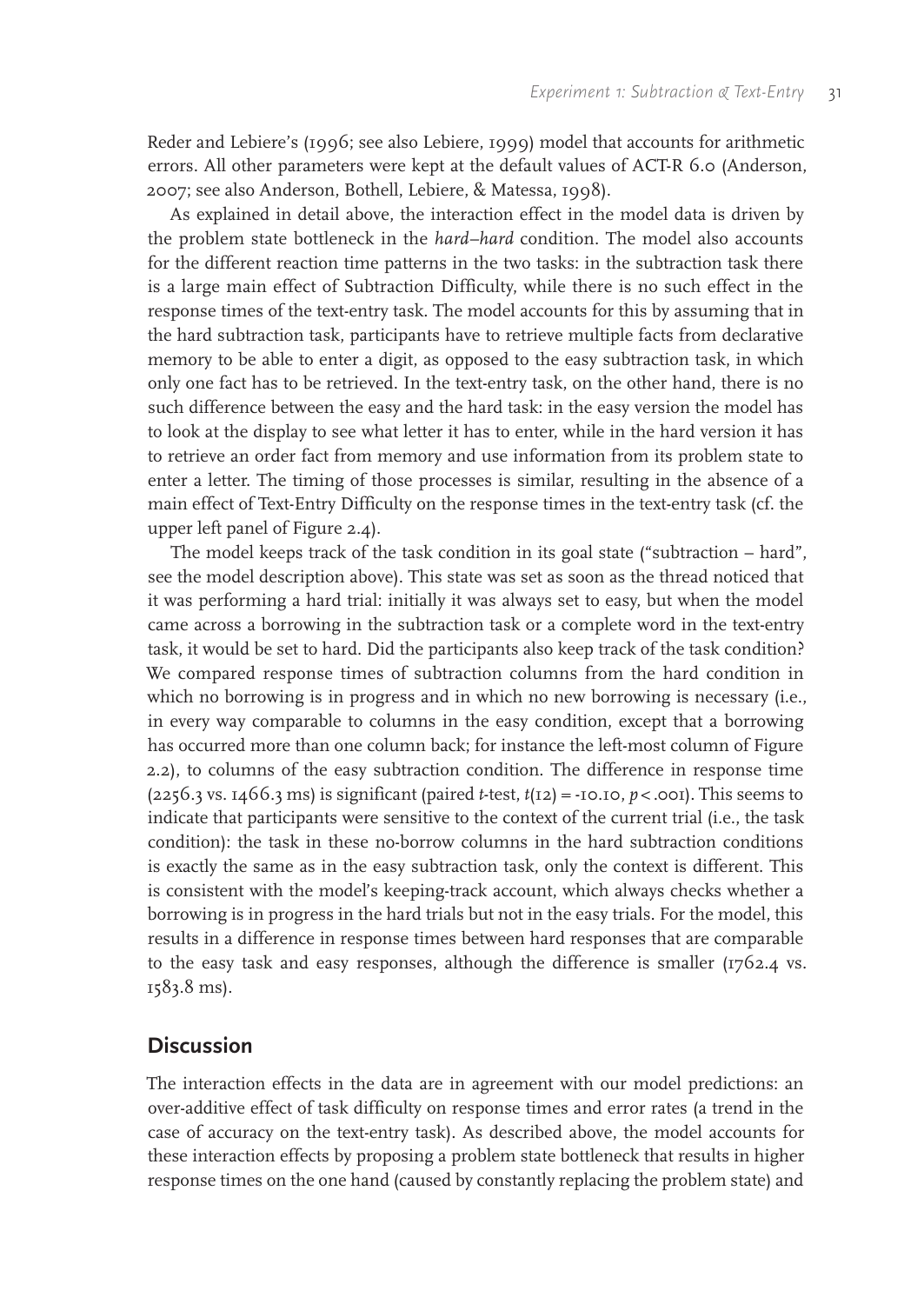Reder and Lebiere's (1996; see also Lebiere, 1999) model that accounts for arithmetic errors. All other parameters were kept at the default values of ACT-R 6.0 (Anderson, 2007; see also Anderson, Bothell, Lebiere, & Matessa, 1998).

As explained in detail above, the interaction effect in the model data is driven by the problem state bottleneck in the *hard–hard* condition. The model also accounts for the different reaction time patterns in the two tasks: in the subtraction task there is a large main effect of Subtraction Difficulty, while there is no such effect in the response times of the text-entry task. The model accounts for this by assuming that in the hard subtraction task, participants have to retrieve multiple facts from declarative memory to be able to enter a digit, as opposed to the easy subtraction task, in which only one fact has to be retrieved. In the text-entry task, on the other hand, there is no such difference between the easy and the hard task: in the easy version the model has to look at the display to see what letter it has to enter, while in the hard version it has to retrieve an order fact from memory and use information from its problem state to enter a letter. The timing of those processes is similar, resulting in the absence of a main effect of Text-Entry Difficulty on the response times in the text-entry task (cf. the upper left panel of Figure 2.4).

The model keeps track of the task condition in its goal state ("subtraction – hard", see the model description above). This state was set as soon as the thread noticed that it was performing a hard trial: initially it was always set to easy, but when the model came across a borrowing in the subtraction task or a complete word in the text-entry task, it would be set to hard. Did the participants also keep track of the task condition? We compared response times of subtraction columns from the hard condition in which no borrowing is in progress and in which no new borrowing is necessary (i.e., in every way comparable to columns in the easy condition, except that a borrowing has occurred more than one column back; for instance the left-most column of Figure 2.2), to columns of the easy subtraction condition. The difference in response time (2256.3 vs. 1466.3 ms) is significant (paired *t*-test, $t(12) = -10.10$, $p < .001$). This seems to indicate that participants were sensitive to the context of the current trial (i.e., the task condition): the task in these no-borrow columns in the hard subtraction conditions is exactly the same as in the easy subtraction task, only the context is different. This is consistent with the model's keeping-track account, which always checks whether a borrowing is in progress in the hard trials but not in the easy trials. For the model, this results in a difference in response times between hard responses that are comparable to the easy task and easy responses, although the difference is smaller (1762.4 vs. 1583.8 ms).

## Discussion

The interaction effects in the data are in agreement with our model predictions: an over-additive effect of task difficulty on response times and error rates (a trend in the case of accuracy on the text-entry task). As described above, the model accounts for these interaction effects by proposing a problem state bottleneck that results in higher response times on the one hand (caused by constantly replacing the problem state) and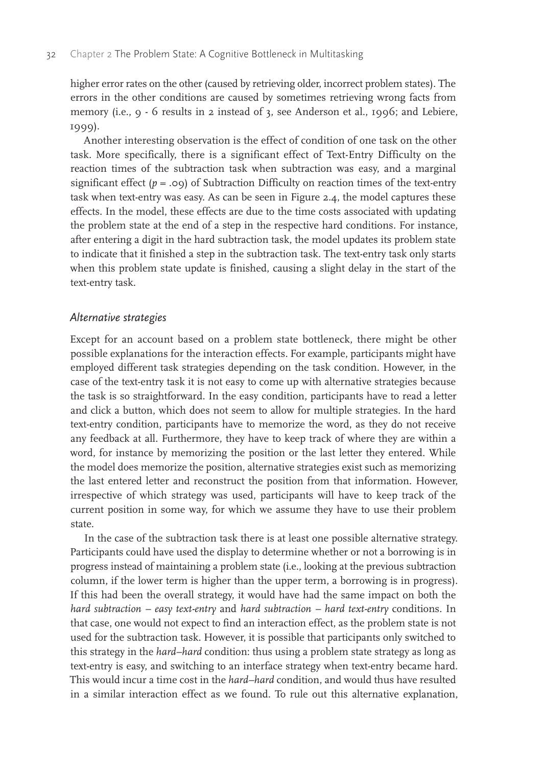higher error rates on the other (caused by retrieving older, incorrect problem states). The errors in the other conditions are caused by sometimes retrieving wrong facts from memory (i.e., 9 - 6 results in 2 instead of 3, see Anderson et al., 1996; and Lebiere, 1999).

Another interesting observation is the effect of condition of one task on the other task. More specifically, there is a significant effect of Text-Entry Difficulty on the reaction times of the subtraction task when subtraction was easy, and a marginal significant effect ($p = .09$) of Subtraction Difficulty on reaction times of the text-entry task when text-entry was easy. As can be seen in Figure 2.4, the model captures these effects. In the model, these effects are due to the time costs associated with updating the problem state at the end of a step in the respective hard conditions. For instance, after entering a digit in the hard subtraction task, the model updates its problem state to indicate that it finished a step in the subtraction task. The text-entry task only starts when this problem state update is finished, causing a slight delay in the start of the text-entry task.

### *Alternative strategies*

Except for an account based on a problem state bottleneck, there might be other possible explanations for the interaction effects. For example, participants might have employed different task strategies depending on the task condition. However, in the case of the text-entry task it is not easy to come up with alternative strategies because the task is so straightforward. In the easy condition, participants have to read a letter and click a button, which does not seem to allow for multiple strategies. In the hard text-entry condition, participants have to memorize the word, as they do not receive any feedback at all. Furthermore, they have to keep track of where they are within a word, for instance by memorizing the position or the last letter they entered. While the model does memorize the position, alternative strategies exist such as memorizing the last entered letter and reconstruct the position from that information. However, irrespective of which strategy was used, participants will have to keep track of the current position in some way, for which we assume they have to use their problem state.

In the case of the subtraction task there is at least one possible alternative strategy. Participants could have used the display to determine whether or not a borrowing is in progress instead of maintaining a problem state (i.e., looking at the previous subtraction column, if the lower term is higher than the upper term, a borrowing is in progress). If this had been the overall strategy, it would have had the same impact on both the *hard subtraction – easy text-entry* and *hard subtraction – hard text-entry* conditions. In that case, one would not expect to find an interaction effect, as the problem state is not used for the subtraction task. However, it is possible that participants only switched to this strategy in the *hard–hard* condition: thus using a problem state strategy as long as text-entry is easy, and switching to an interface strategy when text-entry became hard. This would incur a time cost in the *hard–hard* condition, and would thus have resulted in a similar interaction effect as we found. To rule out this alternative explanation,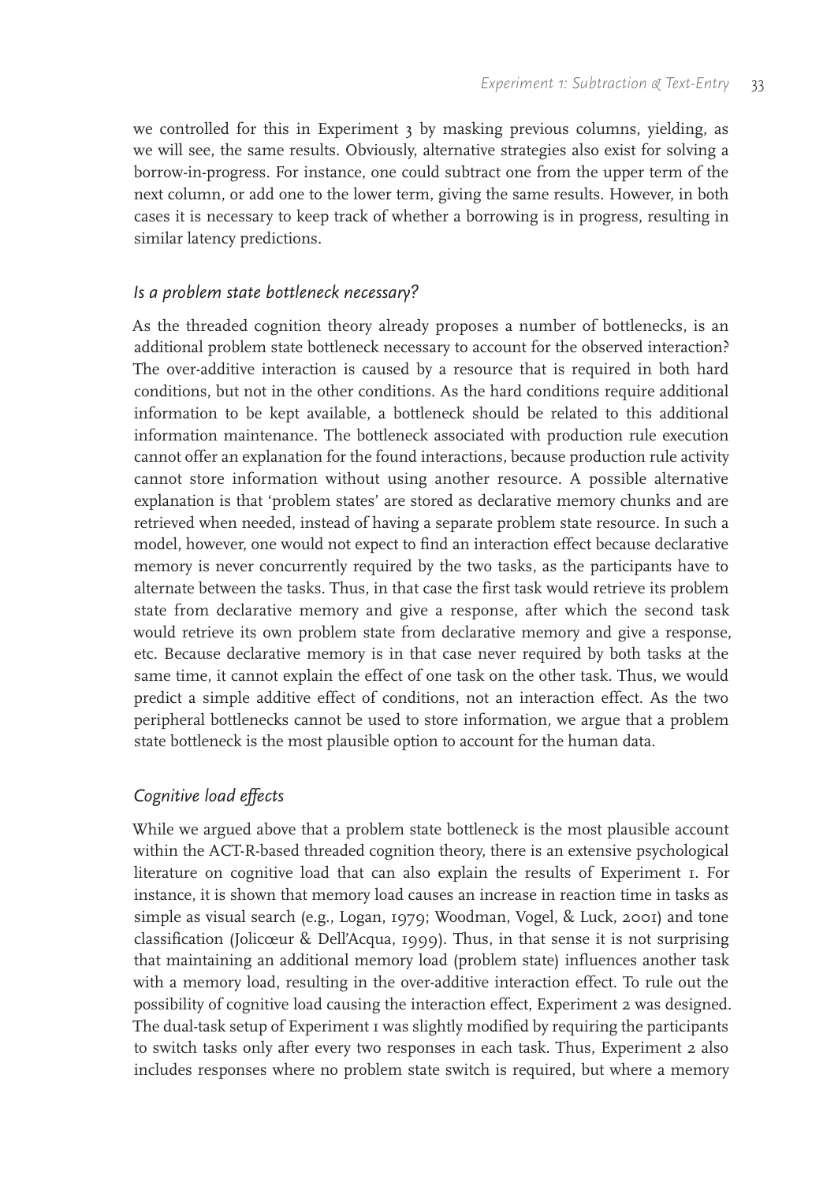we controlled for this in Experiment 3 by masking previous columns, yielding, as we will see, the same results. Obviously, alternative strategies also exist for solving a borrow-in-progress. For instance, one could subtract one from the upper term of the next column, or add one to the lower term, giving the same results. However, in both cases it is necessary to keep track of whether a borrowing is in progress, resulting in similar latency predictions.

### *Is a problem state bottleneck necessary?*

As the threaded cognition theory already proposes a number of bottlenecks, is an additional problem state bottleneck necessary to account for the observed interaction? The over-additive interaction is caused by a resource that is required in both hard conditions, but not in the other conditions. As the hard conditions require additional information to be kept available, a bottleneck should be related to this additional information maintenance. The bottleneck associated with production rule execution cannot offer an explanation for the found interactions, because production rule activity cannot store information without using another resource. A possible alternative explanation is that 'problem states' are stored as declarative memory chunks and are retrieved when needed, instead of having a separate problem state resource. In such a model, however, one would not expect to find an interaction effect because declarative memory is never concurrently required by the two tasks, as the participants have to alternate between the tasks. Thus, in that case the first task would retrieve its problem state from declarative memory and give a response, after which the second task would retrieve its own problem state from declarative memory and give a response, etc. Because declarative memory is in that case never required by both tasks at the same time, it cannot explain the effect of one task on the other task. Thus, we would predict a simple additive effect of conditions, not an interaction effect. As the two peripheral bottlenecks cannot be used to store information, we argue that a problem state bottleneck is the most plausible option to account for the human data.

### *Cognitive load effects*

While we argued above that a problem state bottleneck is the most plausible account within the ACT-R-based threaded cognition theory, there is an extensive psychological literature on cognitive load that can also explain the results of Experiment 1. For instance, it is shown that memory load causes an increase in reaction time in tasks as simple as visual search (e.g., Logan, 1979; Woodman, Vogel, & Luck, 2001) and tone classification (Jolicœur & Dell'Acqua, 1999). Thus, in that sense it is not surprising that maintaining an additional memory load (problem state) influences another task with a memory load, resulting in the over-additive interaction effect. To rule out the possibility of cognitive load causing the interaction effect, Experiment 2 was designed. The dual-task setup of Experiment 1 was slightly modified by requiring the participants to switch tasks only after every two responses in each task. Thus, Experiment 2 also includes responses where no problem state switch is required, but where a memory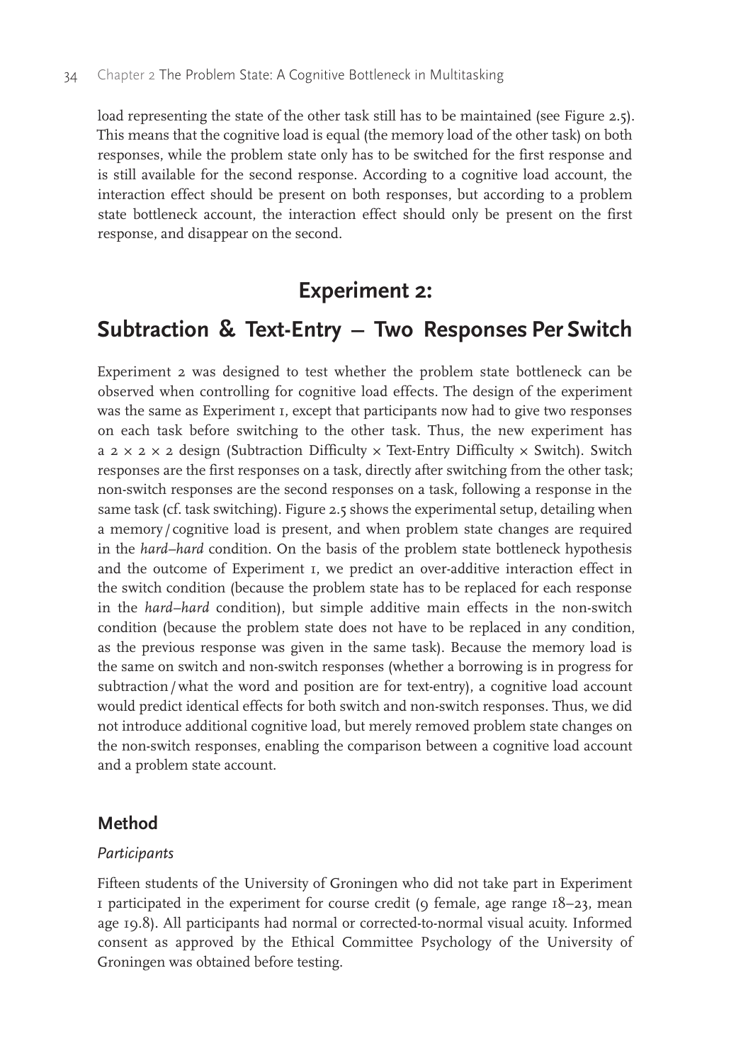load representing the state of the other task still has to be maintained (see Figure 2.5). This means that the cognitive load is equal (the memory load of the other task) on both responses, while the problem state only has to be switched for the first response and is still available for the second response. According to a cognitive load account, the interaction effect should be present on both responses, but according to a problem state bottleneck account, the interaction effect should only be present on the first response, and disappear on the second.

## Experiment 2: Subtraction & Text-Entry – Two Responses Per Switch

Experiment 2 was designed to test whether the problem state bottleneck can be observed when controlling for cognitive load effects. The design of the experiment was the same as Experiment 1, except that participants now had to give two responses on each task before switching to the other task. Thus, the new experiment has a 2 × 2 × 2 design (Subtraction Difficulty × Text-Entry Difficulty × Switch). Switch responses are the first responses on a task, directly after switching from the other task; non-switch responses are the second responses on a task, following a response in the same task (cf. task switching). Figure 2.5 shows the experimental setup, detailing when a memory / cognitive load is present, and when problem state changes are required in the *hard–hard* condition. On the basis of the problem state bottleneck hypothesis and the outcome of Experiment 1, we predict an over-additive interaction effect in the switch condition (because the problem state has to be replaced for each response in the *hard–hard* condition), but simple additive main effects in the non-switch condition (because the problem state does not have to be replaced in any condition, as the previous response was given in the same task). Because the memory load is the same on switch and non-switch responses (whether a borrowing is in progress for subtraction / what the word and position are for text-entry), a cognitive load account would predict identical effects for both switch and non-switch responses. Thus, we did not introduce additional cognitive load, but merely removed problem state changes on the non-switch responses, enabling the comparison between a cognitive load account and a problem state account.

### Method

#### *Participants*

Fifteen students of the University of Groningen who did not take part in Experiment 1 participated in the experiment for course credit (9 female, age range 18–23, mean age 19.8). All participants had normal or corrected-to-normal visual acuity. Informed consent as approved by the Ethical Committee Psychology of the University of Groningen was obtained before testing.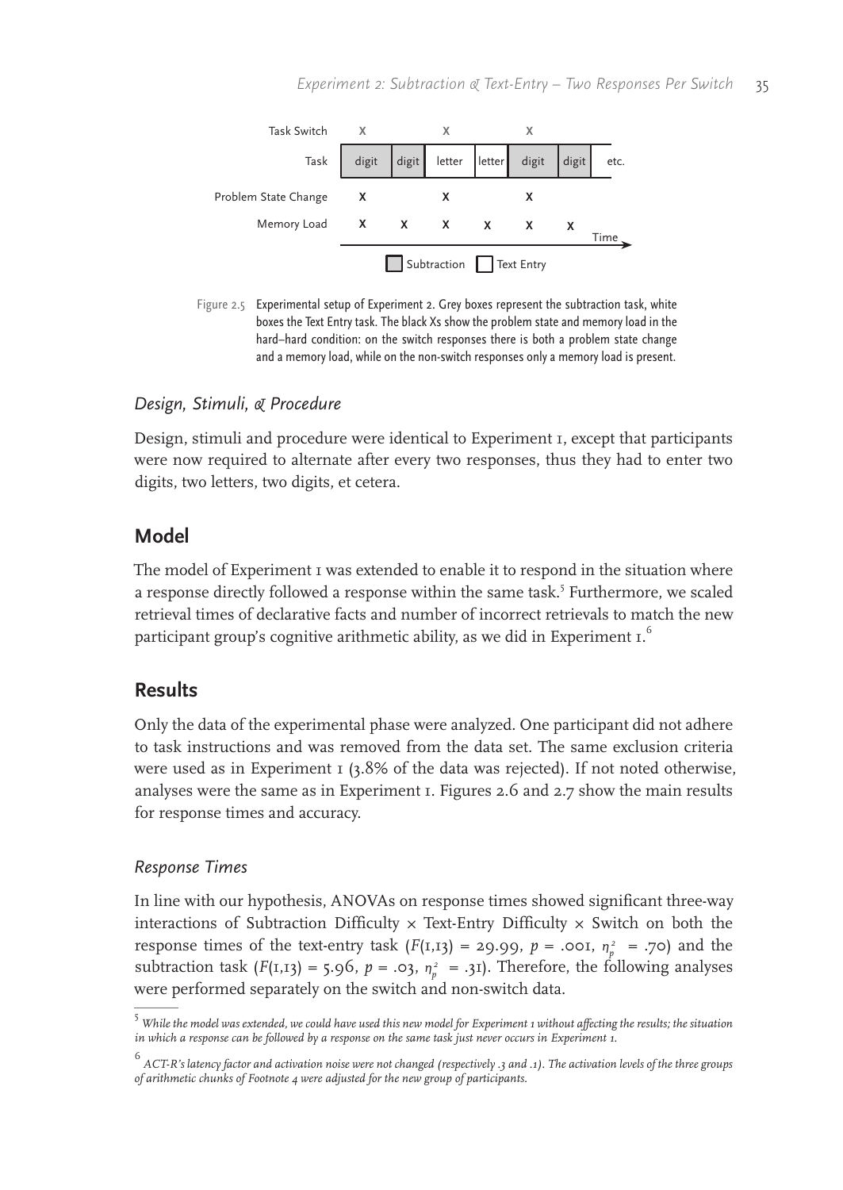| Task Switch | X | | X | | X | | |
|---|---|---|---|---|---|---|---|
| Task | digit | digit | letter | letter | digit | digit | etc. |
| Problem State Change | X | | X | | X | | |
| Memory Load | X | X | X | X | X | X | |

Time →

Subtraction (grey) · Text Entry (white)

Figure 2.5 Experimental setup of Experiment 2. Grey boxes represent the subtraction task, white boxes the Text Entry task. The black Xs show the problem state and memory load in the hard–hard condition: on the switch responses there is both a problem state change and a memory load, while on the non-switch responses only a memory load is present.

### *Design, Stimuli, & Procedure*

Design, stimuli and procedure were identical to Experiment 1, except that participants were now required to alternate after every two responses, thus they had to enter two digits, two letters, two digits, et cetera.

## Model

The model of Experiment 1 was extended to enable it to respond in the situation where a response directly followed a response within the same task.[5] Furthermore, we scaled retrieval times of declarative facts and number of incorrect retrievals to match the new participant group's cognitive arithmetic ability, as we did in Experiment 1.[6]

## Results

Only the data of the experimental phase were analyzed. One participant did not adhere to task instructions and was removed from the data set. The same exclusion criteria were used as in Experiment 1 (3.8% of the data was rejected). If not noted otherwise, analyses were the same as in Experiment 1. Figures 2.6 and 2.7 show the main results for response times and accuracy.

### *Response Times*

In line with our hypothesis, ANOVAs on response times showed significant three-way interactions of Subtraction Difficulty × Text-Entry Difficulty × Switch on both the response times of the text-entry task ($F(1,13) = 29.99$, $p = .001$, $\eta_p^2 = .70$) and the subtraction task ($F(1,13) = 5.96$, $p = .03$, $\eta_p^2 = .31$). Therefore, the following analyses were performed separately on the switch and non-switch data.

---

[5] *While the model was extended, we could have used this new model for Experiment 1 without affecting the results; the situation in which a response can be followed by a response on the same task just never occurs in Experiment 1.*

[6] *ACT-R's latency factor and activation noise were not changed (respectively .3 and .1). The activation levels of the three groups of arithmetic chunks of Footnote 4 were adjusted for the new group of participants.*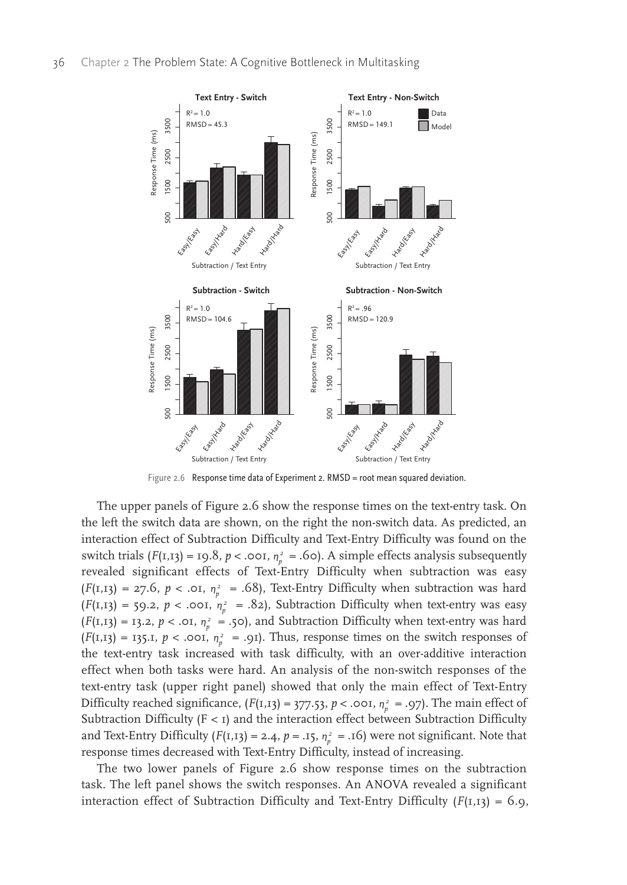Figure 2.6 Response time data of Experiment 2. RMSD = root mean squared deviation.

The upper panels of Figure 2.6 show the response times on the text-entry task. On the left the switch data are shown, on the right the non-switch data. As predicted, an interaction effect of Subtraction Difficulty and Text-Entry Difficulty was found on the switch trials ($F(1,13) = 19.8$, $p < .001$, $\eta_p^2 = .60$). A simple effects analysis subsequently revealed significant effects of Text-Entry Difficulty when subtraction was easy ($F(1,13) = 27.6$, $p < .01$, $\eta_p^2 = .68$), Text-Entry Difficulty when subtraction was hard ($F(1,13) = 59.2$, $p < .001$, $\eta_p^2 = .82$), Subtraction Difficulty when text-entry was easy ($F(1,13) = 13.2$, $p < .01$, $\eta_p^2 = .50$), and Subtraction Difficulty when text-entry was hard ($F(1,13) = 135.1$, $p < .001$, $\eta_p^2 = .91$). Thus, response times on the switch responses of the text-entry task increased with task difficulty, with an over-additive interaction effect when both tasks were hard. An analysis of the non-switch responses of the text-entry task (upper right panel) showed that only the main effect of Text-Entry Difficulty reached significance, ($F(1,13) = 377.53$, $p < .001$, $\eta_p^2 = .97$). The main effect of Subtraction Difficulty ($F < 1$) and the interaction effect between Subtraction Difficulty and Text-Entry Difficulty ($F(1,13) = 2.4$, $p = .15$, $\eta_p^2 = .16$) were not significant. Note that response times decreased with Text-Entry Difficulty, instead of increasing.

The two lower panels of Figure 2.6 show response times on the subtraction task. The left panel shows the switch responses. An ANOVA revealed a significant interaction effect of Subtraction Difficulty and Text-Entry Difficulty ($F(1,13) = 6.9$,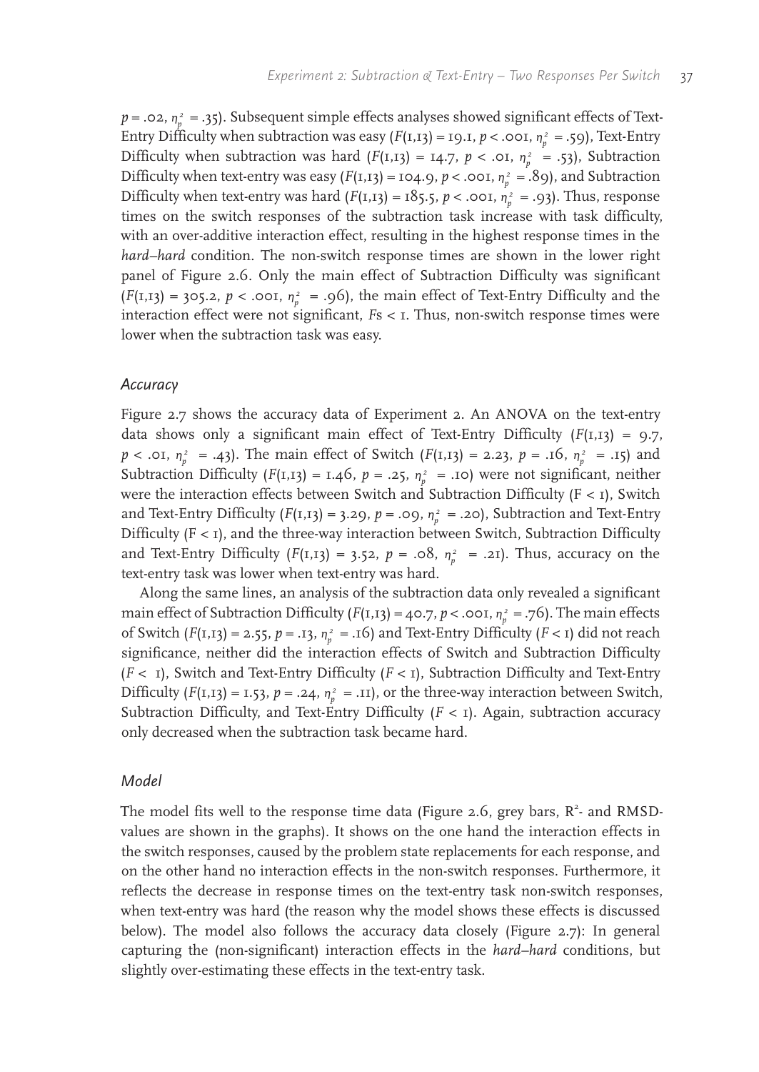$p = .02$, $\eta_p^2 = .35$). Subsequent simple effects analyses showed significant effects of Text-Entry Difficulty when subtraction was easy ($F(1,13) = 19.1$, $p < .001$, $\eta_p^2 = .59$), Text-Entry Difficulty when subtraction was hard ($F(1,13) = 14.7$, $p < .01$, $\eta_p^2 = .53$), Subtraction Difficulty when text-entry was easy ($F(1,13) = 104.9$, $p < .001$, $\eta_p^2 = .89$), and Subtraction Difficulty when text-entry was hard ($F(1,13) = 185.5$, $p < .001$, $\eta_p^2 = .93$). Thus, response times on the switch responses of the subtraction task increase with task difficulty, with an over-additive interaction effect, resulting in the highest response times in the *hard–hard* condition. The non-switch response times are shown in the lower right panel of Figure 2.6. Only the main effect of Subtraction Difficulty was significant ($F(1,13) = 305.2$, $p < .001$, $\eta_p^2 = .96$), the main effect of Text-Entry Difficulty and the interaction effect were not significant, $F$s $< 1$. Thus, non-switch response times were lower when the subtraction task was easy.

### *Accuracy*

Figure 2.7 shows the accuracy data of Experiment 2. An ANOVA on the text-entry data shows only a significant main effect of Text-Entry Difficulty ($F(1,13) = 9.7$, $p < .01$, $\eta_p^2 = .43$). The main effect of Switch ($F(1,13) = 2.23$, $p = .16$, $\eta_p^2 = .15$) and Subtraction Difficulty ($F(1,13) = 1.46$, $p = .25$, $\eta_p^2 = .10$) were not significant, neither were the interaction effects between Switch and Subtraction Difficulty ($F < 1$), Switch and Text-Entry Difficulty ($F(1,13) = 3.29$, $p = .09$, $\eta_p^2 = .20$), Subtraction and Text-Entry Difficulty ($F < 1$), and the three-way interaction between Switch, Subtraction Difficulty and Text-Entry Difficulty ($F(1,13) = 3.52$, $p = .08$, $\eta_p^2 = .21$). Thus, accuracy on the text-entry task was lower when text-entry was hard.

Along the same lines, an analysis of the subtraction data only revealed a significant main effect of Subtraction Difficulty ($F(1,13) = 40.7$, $p < .001$, $\eta_p^2 = .76$). The main effects of Switch ($F(1,13) = 2.55$, $p = .13$, $\eta_p^2 = .16$) and Text-Entry Difficulty ($F < 1$) did not reach significance, neither did the interaction effects of Switch and Subtraction Difficulty ($F < 1$), Switch and Text-Entry Difficulty ($F < 1$), Subtraction Difficulty and Text-Entry Difficulty ($F(1,13) = 1.53$, $p = .24$, $\eta_p^2 = .11$), or the three-way interaction between Switch, Subtraction Difficulty, and Text-Entry Difficulty ($F < 1$). Again, subtraction accuracy only decreased when the subtraction task became hard.

### *Model*

The model fits well to the response time data (Figure 2.6, grey bars, $R^2$- and RMSD-values are shown in the graphs). It shows on the one hand the interaction effects in the switch responses, caused by the problem state replacements for each response, and on the other hand no interaction effects in the non-switch responses. Furthermore, it reflects the decrease in response times on the text-entry task non-switch responses, when text-entry was hard (the reason why the model shows these effects is discussed below). The model also follows the accuracy data closely (Figure 2.7): In general capturing the (non-significant) interaction effects in the *hard–hard* conditions, but slightly over-estimating these effects in the text-entry task.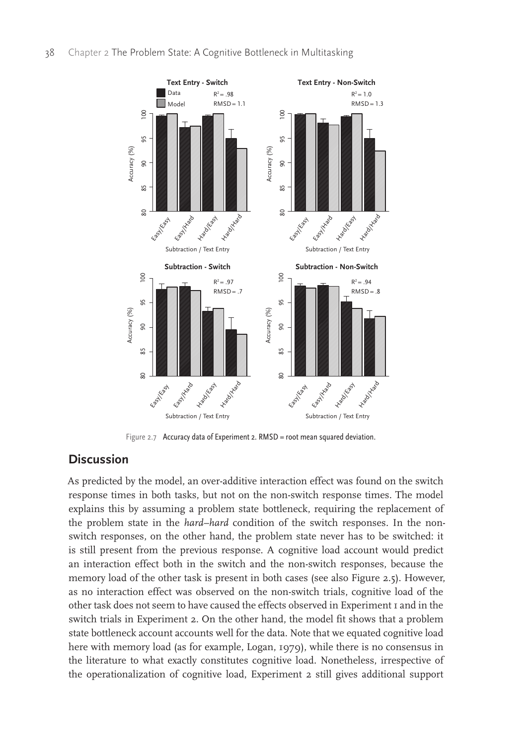Figure 2.7 Accuracy data of Experiment 2. RMSD = root mean squared deviation.

## Discussion

As predicted by the model, an over-additive interaction effect was found on the switch response times in both tasks, but not on the non-switch response times. The model explains this by assuming a problem state bottleneck, requiring the replacement of the problem state in the *hard–hard* condition of the switch responses. In the non-switch responses, on the other hand, the problem state never has to be switched: it is still present from the previous response. A cognitive load account would predict an interaction effect both in the switch and the non-switch responses, because the memory load of the other task is present in both cases (see also Figure 2.5). However, as no interaction effect was observed on the non-switch trials, cognitive load of the other task does not seem to have caused the effects observed in Experiment 1 and in the switch trials in Experiment 2. On the other hand, the model fit shows that a problem state bottleneck account accounts well for the data. Note that we equated cognitive load here with memory load (as for example, Logan, 1979), while there is no consensus in the literature to what exactly constitutes cognitive load. Nonetheless, irrespective of the operationalization of cognitive load, Experiment 2 still gives additional support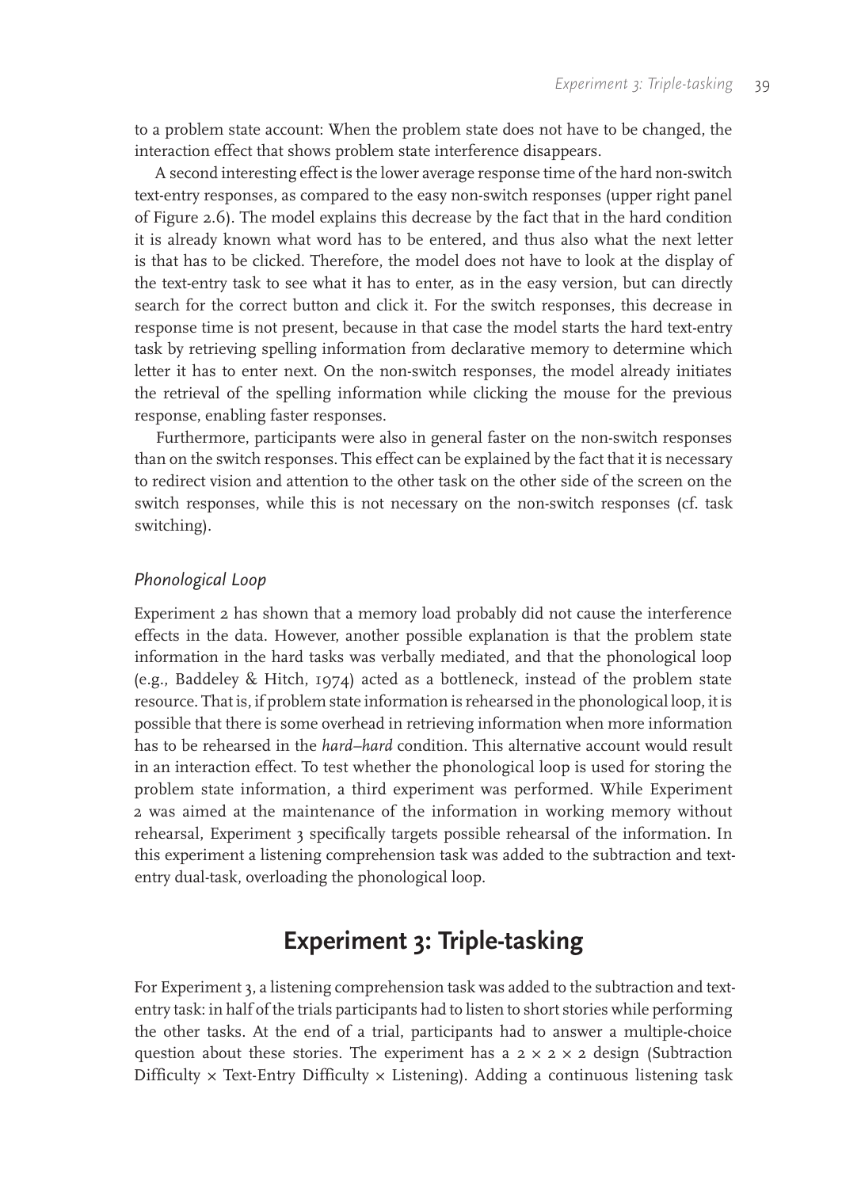to a problem state account: When the problem state does not have to be changed, the interaction effect that shows problem state interference disappears.

A second interesting effect is the lower average response time of the hard non-switch text-entry responses, as compared to the easy non-switch responses (upper right panel of Figure 2.6). The model explains this decrease by the fact that in the hard condition it is already known what word has to be entered, and thus also what the next letter is that has to be clicked. Therefore, the model does not have to look at the display of the text-entry task to see what it has to enter, as in the easy version, but can directly search for the correct button and click it. For the switch responses, this decrease in response time is not present, because in that case the model starts the hard text-entry task by retrieving spelling information from declarative memory to determine which letter it has to enter next. On the non-switch responses, the model already initiates the retrieval of the spelling information while clicking the mouse for the previous response, enabling faster responses.

Furthermore, participants were also in general faster on the non-switch responses than on the switch responses. This effect can be explained by the fact that it is necessary to redirect vision and attention to the other task on the other side of the screen on the switch responses, while this is not necessary on the non-switch responses (cf. task switching).

### *Phonological Loop*

Experiment 2 has shown that a memory load probably did not cause the interference effects in the data. However, another possible explanation is that the problem state information in the hard tasks was verbally mediated, and that the phonological loop (e.g., Baddeley & Hitch, 1974) acted as a bottleneck, instead of the problem state resource. That is, if problem state information is rehearsed in the phonological loop, it is possible that there is some overhead in retrieving information when more information has to be rehearsed in the *hard–hard* condition. This alternative account would result in an interaction effect. To test whether the phonological loop is used for storing the problem state information, a third experiment was performed. While Experiment 2 was aimed at the maintenance of the information in working memory without rehearsal, Experiment 3 specifically targets possible rehearsal of the information. In this experiment a listening comprehension task was added to the subtraction and text-entry dual-task, overloading the phonological loop.

## Experiment 3: Triple-tasking

For Experiment 3, a listening comprehension task was added to the subtraction and text-entry task: in half of the trials participants had to listen to short stories while performing the other tasks. At the end of a trial, participants had to answer a multiple-choice question about these stories. The experiment has a $2 \times 2 \times 2$ design (Subtraction Difficulty $\times$ Text-Entry Difficulty $\times$ Listening). Adding a continuous listening task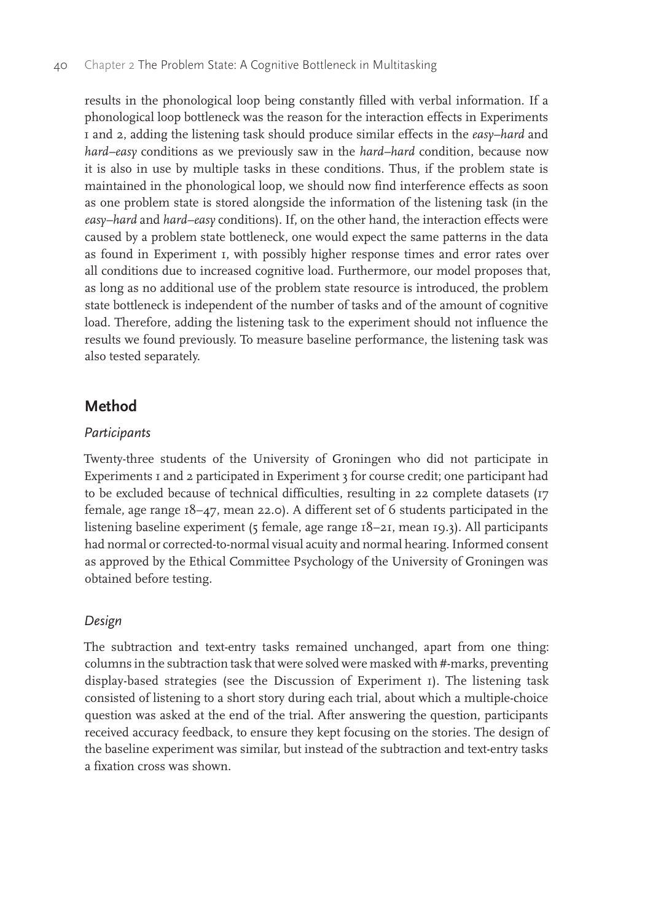results in the phonological loop being constantly filled with verbal information. If a phonological loop bottleneck was the reason for the interaction effects in Experiments 1 and 2, adding the listening task should produce similar effects in the *easy–hard* and *hard–easy* conditions as we previously saw in the *hard–hard* condition, because now it is also in use by multiple tasks in these conditions. Thus, if the problem state is maintained in the phonological loop, we should now find interference effects as soon as one problem state is stored alongside the information of the listening task (in the *easy–hard* and *hard–easy* conditions). If, on the other hand, the interaction effects were caused by a problem state bottleneck, one would expect the same patterns in the data as found in Experiment 1, with possibly higher response times and error rates over all conditions due to increased cognitive load. Furthermore, our model proposes that, as long as no additional use of the problem state resource is introduced, the problem state bottleneck is independent of the number of tasks and of the amount of cognitive load. Therefore, adding the listening task to the experiment should not influence the results we found previously. To measure baseline performance, the listening task was also tested separately.

## Method

### *Participants*

Twenty-three students of the University of Groningen who did not participate in Experiments 1 and 2 participated in Experiment 3 for course credit; one participant had to be excluded because of technical difficulties, resulting in 22 complete datasets (17 female, age range 18–47, mean 22.0). A different set of 6 students participated in the listening baseline experiment (5 female, age range 18–21, mean 19.3). All participants had normal or corrected-to-normal visual acuity and normal hearing. Informed consent as approved by the Ethical Committee Psychology of the University of Groningen was obtained before testing.

### *Design*

The subtraction and text-entry tasks remained unchanged, apart from one thing: columns in the subtraction task that were solved were masked with #-marks, preventing display-based strategies (see the Discussion of Experiment 1). The listening task consisted of listening to a short story during each trial, about which a multiple-choice question was asked at the end of the trial. After answering the question, participants received accuracy feedback, to ensure they kept focusing on the stories. The design of the baseline experiment was similar, but instead of the subtraction and text-entry tasks a fixation cross was shown.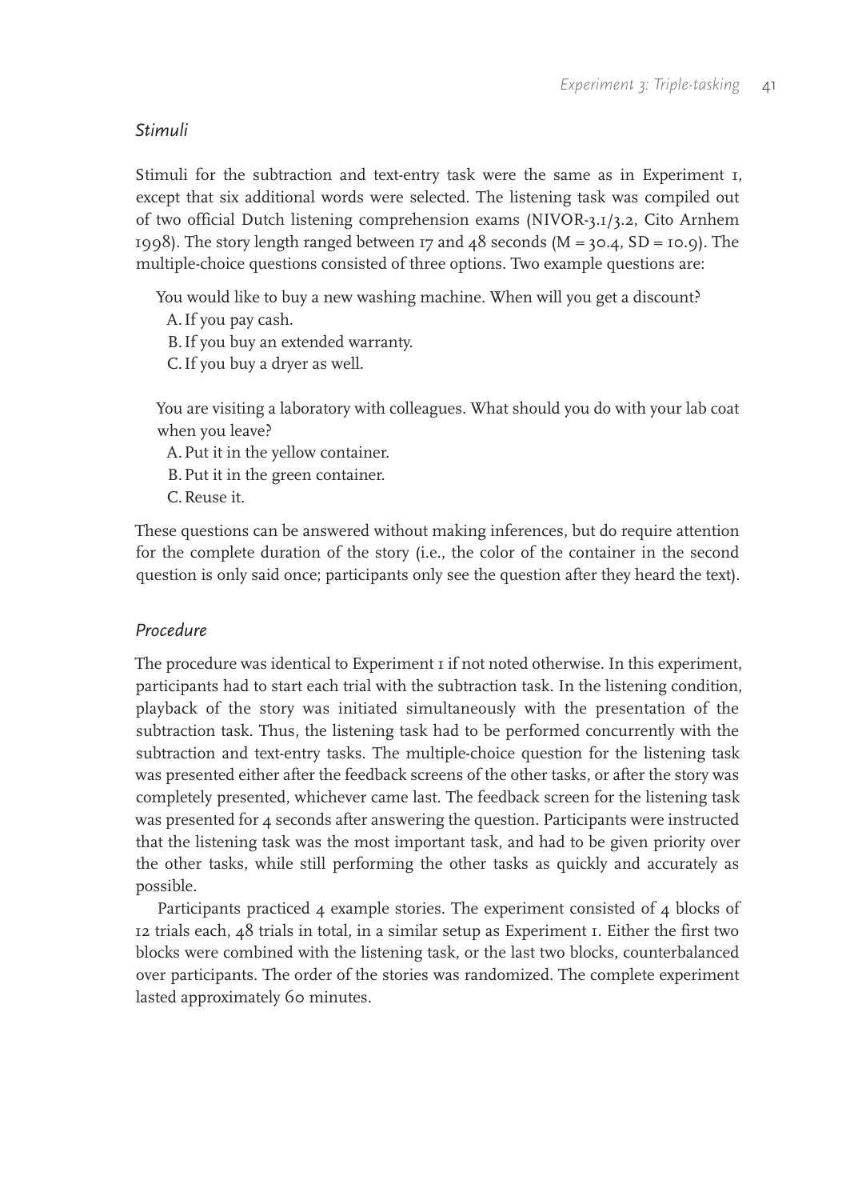### *Stimuli*

Stimuli for the subtraction and text-entry task were the same as in Experiment 1, except that six additional words were selected. The listening task was compiled out of two official Dutch listening comprehension exams (NIVOR-3.1/3.2, Cito Arnhem 1998). The story length ranged between 17 and 48 seconds ($M = 30.4$, $SD = 10.9$). The multiple-choice questions consisted of three options. Two example questions are:

> You would like to buy a new washing machine. When will you get a discount?
> A. If you pay cash.
> B. If you buy an extended warranty.
> C. If you buy a dryer as well.
>
> You are visiting a laboratory with colleagues. What should you do with your lab coat when you leave?
> A. Put it in the yellow container.
> B. Put it in the green container.
> C. Reuse it.

These questions can be answered without making inferences, but do require attention for the complete duration of the story (i.e., the color of the container in the second question is only said once; participants only see the question after they heard the text).

### *Procedure*

The procedure was identical to Experiment 1 if not noted otherwise. In this experiment, participants had to start each trial with the subtraction task. In the listening condition, playback of the story was initiated simultaneously with the presentation of the subtraction task. Thus, the listening task had to be performed concurrently with the subtraction and text-entry tasks. The multiple-choice question for the listening task was presented either after the feedback screens of the other tasks, or after the story was completely presented, whichever came last. The feedback screen for the listening task was presented for 4 seconds after answering the question. Participants were instructed that the listening task was the most important task, and had to be given priority over the other tasks, while still performing the other tasks as quickly and accurately as possible.

Participants practiced 4 example stories. The experiment consisted of 4 blocks of 12 trials each, 48 trials in total, in a similar setup as Experiment 1. Either the first two blocks were combined with the listening task, or the last two blocks, counterbalanced over participants. The order of the stories was randomized. The complete experiment lasted approximately 60 minutes.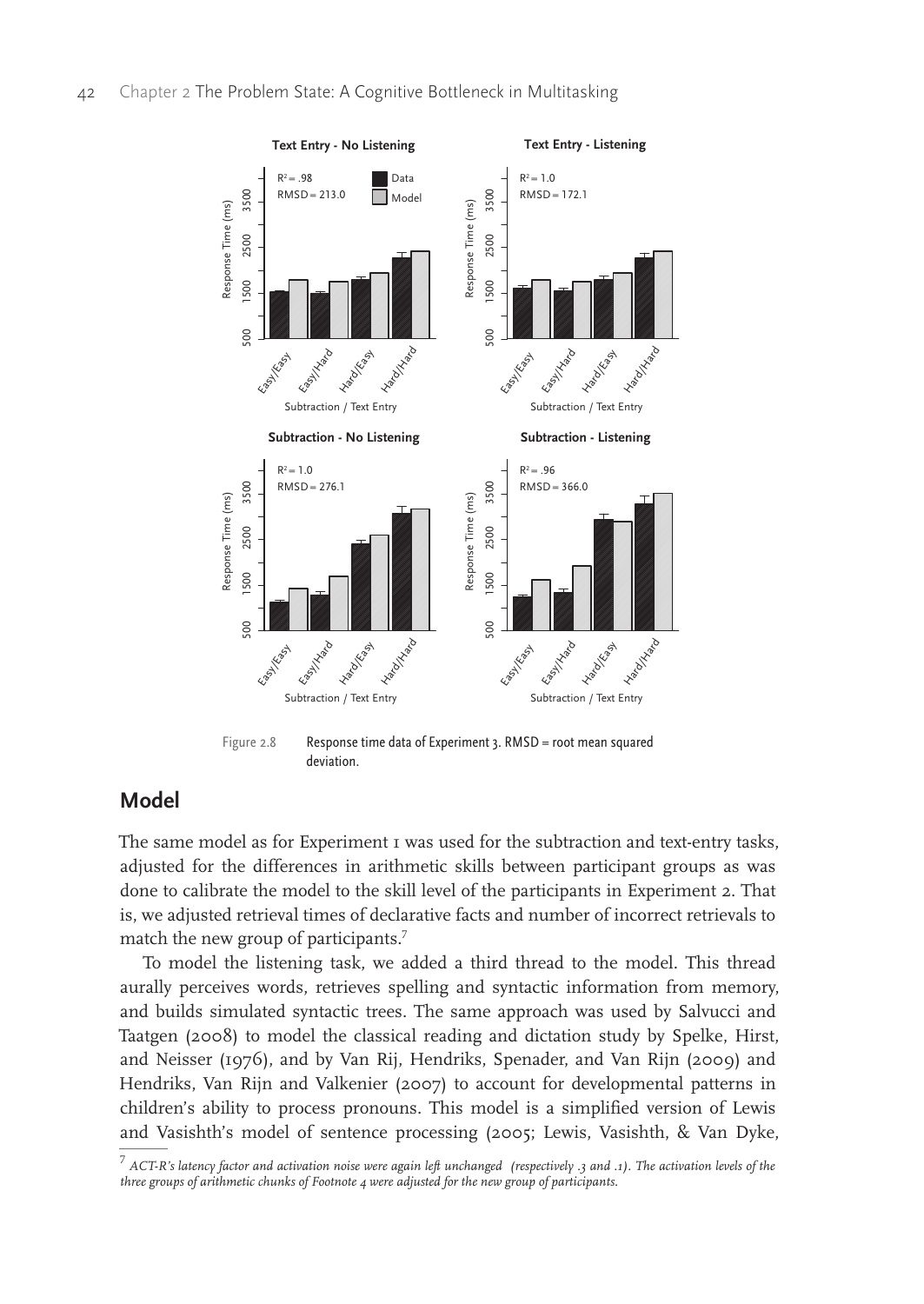Figure 2.8 Response time data of Experiment 3. RMSD = root mean squared deviation.

## Model

The same model as for Experiment 1 was used for the subtraction and text-entry tasks, adjusted for the differences in arithmetic skills between participant groups as was done to calibrate the model to the skill level of the participants in Experiment 2. That is, we adjusted retrieval times of declarative facts and number of incorrect retrievals to match the new group of participants.[7]

To model the listening task, we added a third thread to the model. This thread aurally perceives words, retrieves spelling and syntactic information from memory, and builds simulated syntactic trees. The same approach was used by Salvucci and Taatgen (2008) to model the classical reading and dictation study by Spelke, Hirst, and Neisser (1976), and by Van Rij, Hendriks, Spenader, and Van Rijn (2009) and Hendriks, Van Rijn and Valkenier (2007) to account for developmental patterns in children's ability to process pronouns. This model is a simplified version of Lewis and Vasishth's model of sentence processing (2005; Lewis, Vasishth, & Van Dyke,

[7] *ACT-R's latency factor and activation noise were again left unchanged (respectively .3 and .1). The activation levels of the three groups of arithmetic chunks of Footnote 4 were adjusted for the new group of participants.*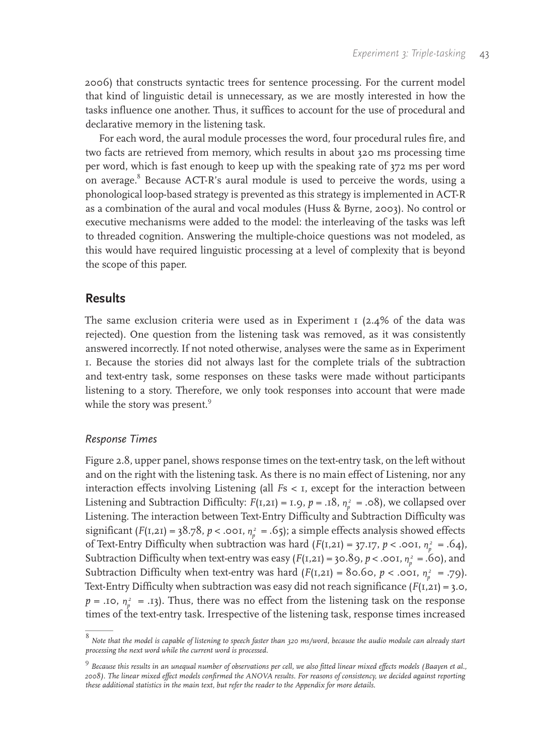2006) that constructs syntactic trees for sentence processing. For the current model that kind of linguistic detail is unnecessary, as we are mostly interested in how the tasks influence one another. Thus, it suffices to account for the use of procedural and declarative memory in the listening task.

For each word, the aural module processes the word, four procedural rules fire, and two facts are retrieved from memory, which results in about 320 ms processing time per word, which is fast enough to keep up with the speaking rate of 372 ms per word on average.[8] Because ACT-R's aural module is used to perceive the words, using a phonological loop-based strategy is prevented as this strategy is implemented in ACT-R as a combination of the aural and vocal modules (Huss & Byrne, 2003). No control or executive mechanisms were added to the model: the interleaving of the tasks was left to threaded cognition. Answering the multiple-choice questions was not modeled, as this would have required linguistic processing at a level of complexity that is beyond the scope of this paper.

## Results

The same exclusion criteria were used as in Experiment 1 (2.4% of the data was rejected). One question from the listening task was removed, as it was consistently answered incorrectly. If not noted otherwise, analyses were the same as in Experiment 1. Because the stories did not always last for the complete trials of the subtraction and text-entry task, some responses on these tasks were made without participants listening to a story. Therefore, we only took responses into account that were made while the story was present.[9]

### *Response Times*

Figure 2.8, upper panel, shows response times on the text-entry task, on the left without and on the right with the listening task. As there is no main effect of Listening, nor any interaction effects involving Listening (all $F$s $< 1$, except for the interaction between Listening and Subtraction Difficulty: $F(1,21) = 1.9$, $p = .18$, $\eta_p^2 = .08$), we collapsed over Listening. The interaction between Text-Entry Difficulty and Subtraction Difficulty was significant ($F(1,21) = 38.78$, $p < .001$, $\eta_p^2 = .65$); a simple effects analysis showed effects of Text-Entry Difficulty when subtraction was hard ($F(1,21) = 37.17$, $p < .001$, $\eta_p^2 = .64$), Subtraction Difficulty when text-entry was easy ($F(1,21) = 30.89$, $p < .001$, $\eta_p^2 = .60$), and Subtraction Difficulty when text-entry was hard ($F(1,21) = 80.60$, $p < .001$, $\eta_p^2 = .79$). Text-Entry Difficulty when subtraction was easy did not reach significance ($F(1,21) = 3.0$, $p = .10$, $\eta_p^2 = .13$). Thus, there was no effect from the listening task on the response times of the text-entry task. Irrespective of the listening task, response times increased

---

[8] *Note that the model is capable of listening to speech faster than 320 ms/word, because the audio module can already start processing the next word while the current word is processed.*

[9] *Because this results in an unequal number of observations per cell, we also fitted linear mixed effects models (Baayen et al., 2008). The linear mixed effect models confirmed the ANOVA results. For reasons of consistency, we decided against reporting these additional statistics in the main text, but refer the reader to the Appendix for more details.*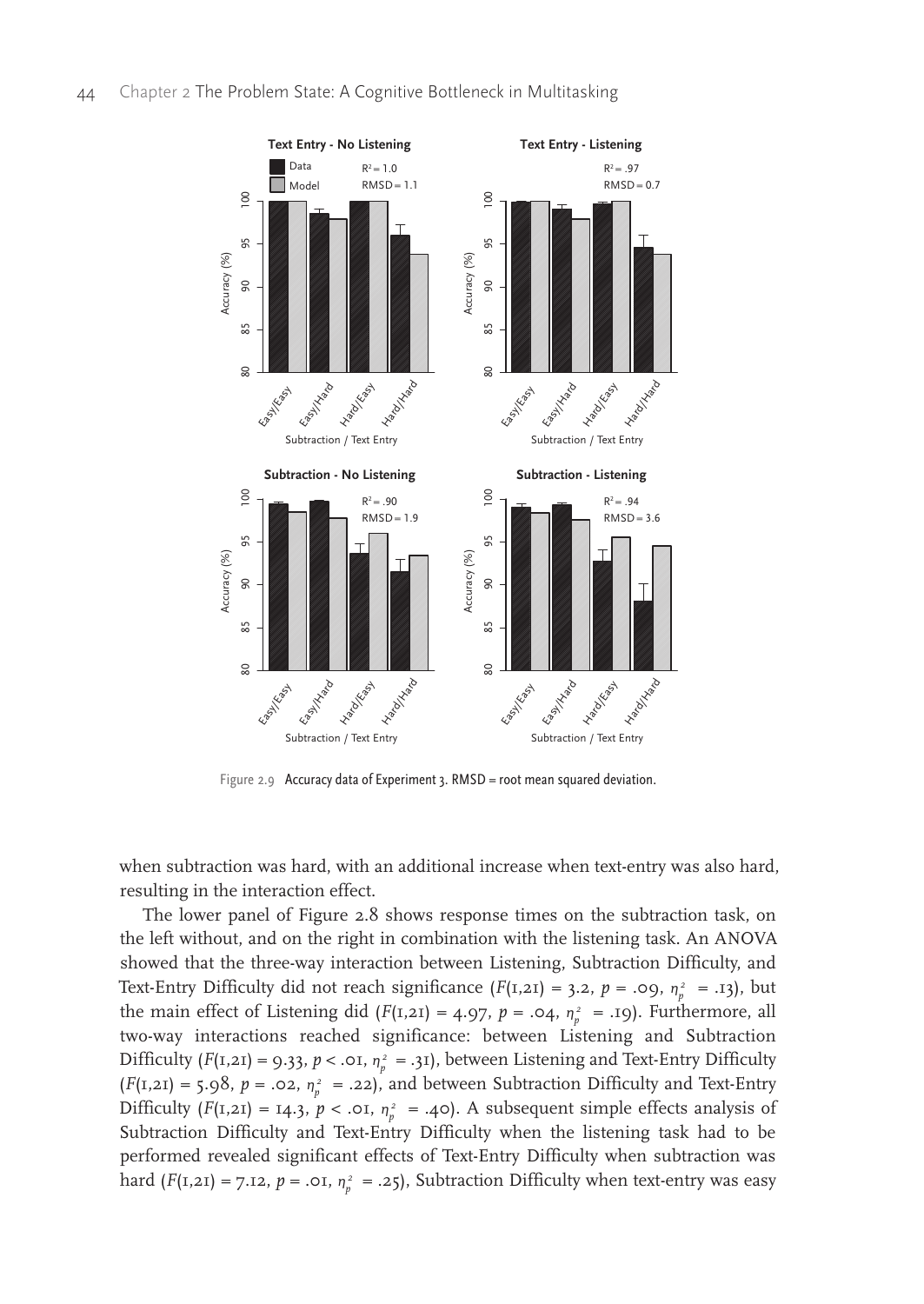Figure 2.9 Accuracy data of Experiment 3. RMSD = root mean squared deviation.

when subtraction was hard, with an additional increase when text-entry was also hard, resulting in the interaction effect.

The lower panel of Figure 2.8 shows response times on the subtraction task, on the left without, and on the right in combination with the listening task. An ANOVA showed that the three-way interaction between Listening, Subtraction Difficulty, and Text-Entry Difficulty did not reach significance ($F(1,21) = 3.2$, $p = .09$, $\eta_p^2 = .13$), but the main effect of Listening did ($F(1,21) = 4.97$, $p = .04$, $\eta_p^2 = .19$). Furthermore, all two-way interactions reached significance: between Listening and Subtraction Difficulty ($F(1,21) = 9.33$, $p < .01$, $\eta_p^2 = .31$), between Listening and Text-Entry Difficulty ($F(1,21) = 5.98$, $p = .02$, $\eta_p^2 = .22$), and between Subtraction Difficulty and Text-Entry Difficulty ($F(1,21) = 14.3$, $p < .01$, $\eta_p^2 = .40$). A subsequent simple effects analysis of Subtraction Difficulty and Text-Entry Difficulty when the listening task had to be performed revealed significant effects of Text-Entry Difficulty when subtraction was hard ($F(1,21) = 7.12$, $p = .01$, $\eta_p^2 = .25$), Subtraction Difficulty when text-entry was easy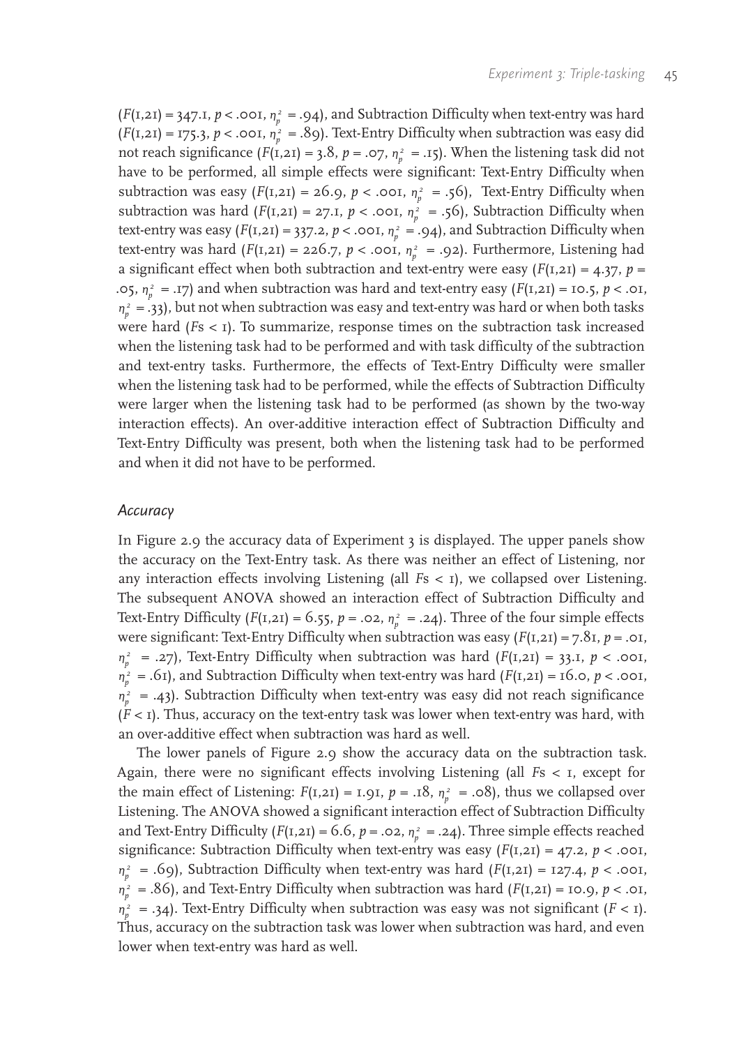($F(1,21) = 347.1$, $p < .001$, $\eta_p^2 = .94$), and Subtraction Difficulty when text-entry was hard ($F(1,21) = 175.3$, $p < .001$, $\eta_p^2 = .89$). Text-Entry Difficulty when subtraction was easy did not reach significance ($F(1,21) = 3.8$, $p = .07$, $\eta_p^2 = .15$). When the listening task did not have to be performed, all simple effects were significant: Text-Entry Difficulty when subtraction was easy ($F(1,21) = 26.9$, $p < .001$, $\eta_p^2 = .56$), Text-Entry Difficulty when subtraction was hard ($F(1,21) = 27.1$, $p < .001$, $\eta_p^2 = .56$), Subtraction Difficulty when text-entry was easy ($F(1,21) = 337.2$, $p < .001$, $\eta_p^2 = .94$), and Subtraction Difficulty when text-entry was hard ($F(1,21) = 226.7$, $p < .001$, $\eta_p^2 = .92$). Furthermore, Listening had a significant effect when both subtraction and text-entry were easy ($F(1,21) = 4.37$, $p = .05$, $\eta_p^2 = .17$) and when subtraction was hard and text-entry easy ($F(1,21) = 10.5$, $p < .01$, $\eta_p^2 = .33$), but not when subtraction was easy and text-entry was hard or when both tasks were hard ($F$s $< 1$). To summarize, response times on the subtraction task increased when the listening task had to be performed and with task difficulty of the subtraction and text-entry tasks. Furthermore, the effects of Text-Entry Difficulty were smaller when the listening task had to be performed, while the effects of Subtraction Difficulty were larger when the listening task had to be performed (as shown by the two-way interaction effects). An over-additive interaction effect of Subtraction Difficulty and Text-Entry Difficulty was present, both when the listening task had to be performed and when it did not have to be performed.

### *Accuracy*

In Figure 2.9 the accuracy data of Experiment 3 is displayed. The upper panels show the accuracy on the Text-Entry task. As there was neither an effect of Listening, nor any interaction effects involving Listening (all $F$s $< 1$), we collapsed over Listening. The subsequent ANOVA showed an interaction effect of Subtraction Difficulty and Text-Entry Difficulty ($F(1,21) = 6.55$, $p = .02$, $\eta_p^2 = .24$). Three of the four simple effects were significant: Text-Entry Difficulty when subtraction was easy ($F(1,21) = 7.81$, $p = .01$, $\eta_p^2 = .27$), Text-Entry Difficulty when subtraction was hard ($F(1,21) = 33.1$, $p < .001$, $\eta_p^2 = .61$), and Subtraction Difficulty when text-entry was hard ($F(1,21) = 16.0$, $p < .001$, $\eta_p^2 = .43$). Subtraction Difficulty when text-entry was easy did not reach significance ($F < 1$). Thus, accuracy on the text-entry task was lower when text-entry was hard, with an over-additive effect when subtraction was hard as well.

The lower panels of Figure 2.9 show the accuracy data on the subtraction task. Again, there were no significant effects involving Listening (all $F$s $< 1$, except for the main effect of Listening: $F(1,21) = 1.91$, $p = .18$, $\eta_p^2 = .08$), thus we collapsed over Listening. The ANOVA showed a significant interaction effect of Subtraction Difficulty and Text-Entry Difficulty ($F(1,21) = 6.6$, $p = .02$, $\eta_p^2 = .24$). Three simple effects reached significance: Subtraction Difficulty when text-entry was easy ($F(1,21) = 47.2$, $p < .001$, $\eta_p^2 = .69$), Subtraction Difficulty when text-entry was hard ($F(1,21) = 127.4$, $p < .001$, $\eta_p^2 = .86$), and Text-Entry Difficulty when subtraction was hard ($F(1,21) = 10.9$, $p < .01$, $\eta_p^2 = .34$). Text-Entry Difficulty when subtraction was easy was not significant ($F < 1$). Thus, accuracy on the subtraction task was lower when subtraction was hard, and even lower when text-entry was hard as well.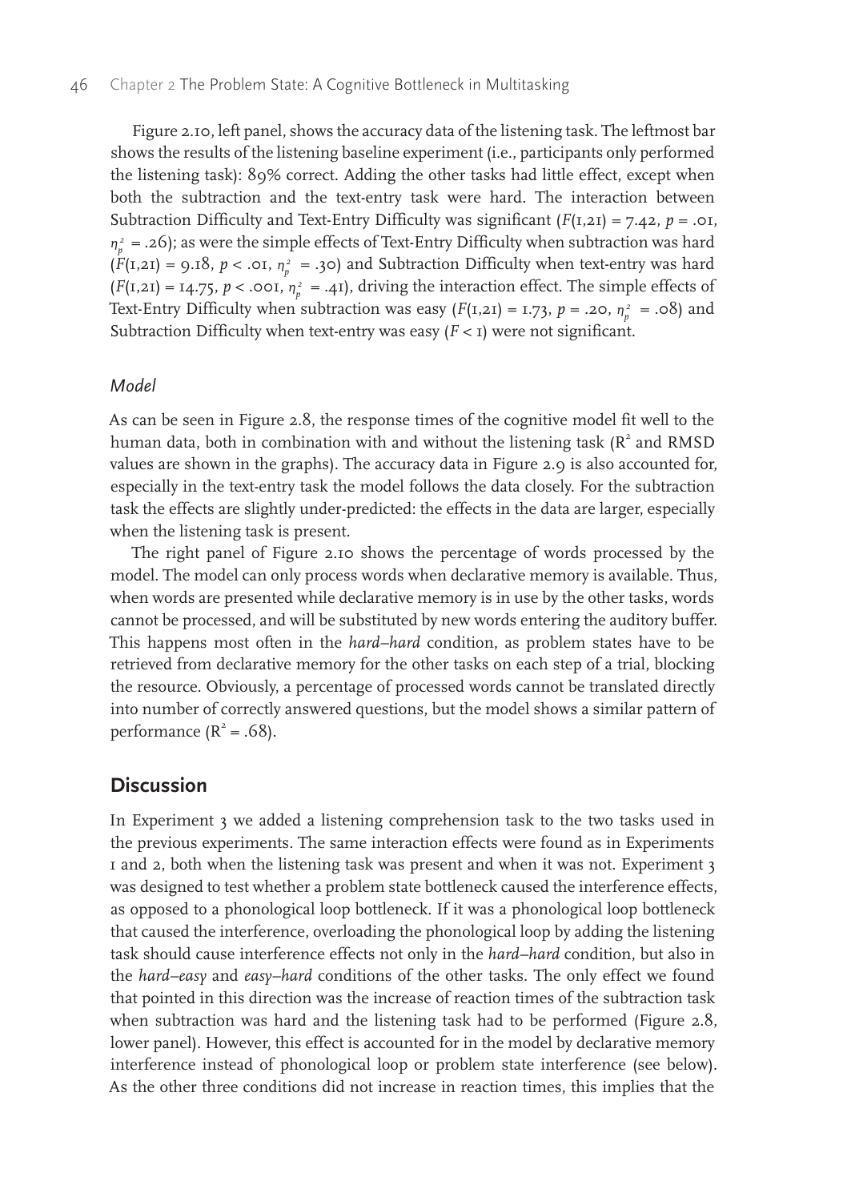Figure 2.10, left panel, shows the accuracy data of the listening task. The leftmost bar shows the results of the listening baseline experiment (i.e., participants only performed the listening task): 89% correct. Adding the other tasks had little effect, except when both the subtraction and the text-entry task were hard. The interaction between Subtraction Difficulty and Text-Entry Difficulty was significant ($F(1,21) = 7.42$, $p = .01$, $\eta_p^2 = .26$); as were the simple effects of Text-Entry Difficulty when subtraction was hard ($F(1,21) = 9.18$, $p < .01$, $\eta_p^2 = .30$) and Subtraction Difficulty when text-entry was hard ($F(1,21) = 14.75$, $p < .001$, $\eta_p^2 = .41$), driving the interaction effect. The simple effects of Text-Entry Difficulty when subtraction was easy ($F(1,21) = 1.73$, $p = .20$, $\eta_p^2 = .08$) and Subtraction Difficulty when text-entry was easy ($F < 1$) were not significant.

### *Model*

As can be seen in Figure 2.8, the response times of the cognitive model fit well to the human data, both in combination with and without the listening task ($R^2$ and RMSD values are shown in the graphs). The accuracy data in Figure 2.9 is also accounted for, especially in the text-entry task the model follows the data closely. For the subtraction task the effects are slightly under-predicted: the effects in the data are larger, especially when the listening task is present.

The right panel of Figure 2.10 shows the percentage of words processed by the model. The model can only process words when declarative memory is available. Thus, when words are presented while declarative memory is in use by the other tasks, words cannot be processed, and will be substituted by new words entering the auditory buffer. This happens most often in the *hard–hard* condition, as problem states have to be retrieved from declarative memory for the other tasks on each step of a trial, blocking the resource. Obviously, a percentage of processed words cannot be translated directly into number of correctly answered questions, but the model shows a similar pattern of performance ($R^2 = .68$).

## Discussion

In Experiment 3 we added a listening comprehension task to the two tasks used in the previous experiments. The same interaction effects were found as in Experiments 1 and 2, both when the listening task was present and when it was not. Experiment 3 was designed to test whether a problem state bottleneck caused the interference effects, as opposed to a phonological loop bottleneck. If it was a phonological loop bottleneck that caused the interference, overloading the phonological loop by adding the listening task should cause interference effects not only in the *hard–hard* condition, but also in the *hard–easy* and *easy–hard* conditions of the other tasks. The only effect we found that pointed in this direction was the increase of reaction times of the subtraction task when subtraction was hard and the listening task had to be performed (Figure 2.8, lower panel). However, this effect is accounted for in the model by declarative memory interference instead of phonological loop or problem state interference (see below). As the other three conditions did not increase in reaction times, this implies that the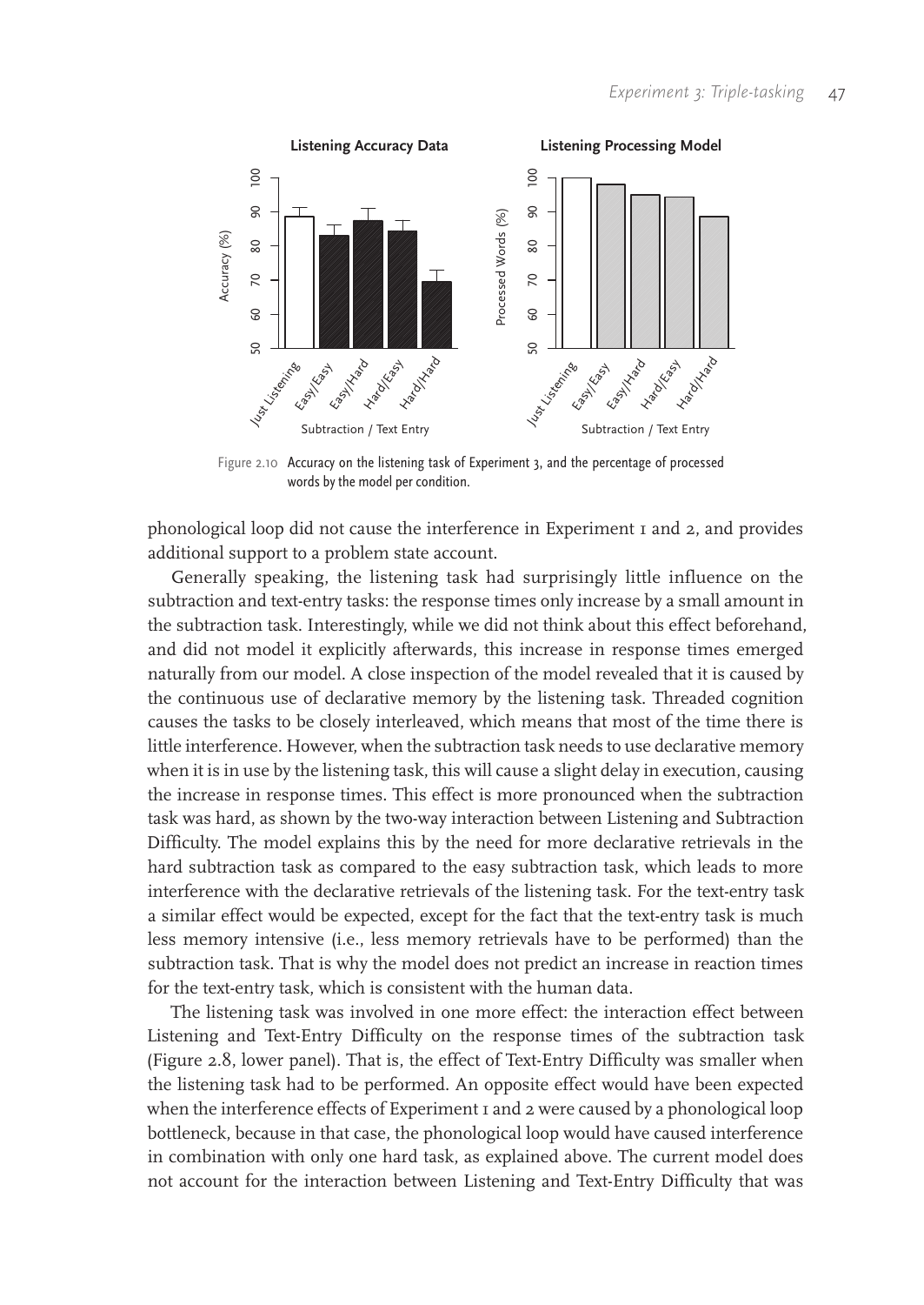Figure 2.10 Accuracy on the listening task of Experiment 3, and the percentage of processed words by the model per condition.

phonological loop did not cause the interference in Experiment 1 and 2, and provides additional support to a problem state account.

Generally speaking, the listening task had surprisingly little influence on the subtraction and text-entry tasks: the response times only increase by a small amount in the subtraction task. Interestingly, while we did not think about this effect beforehand, and did not model it explicitly afterwards, this increase in response times emerged naturally from our model. A close inspection of the model revealed that it is caused by the continuous use of declarative memory by the listening task. Threaded cognition causes the tasks to be closely interleaved, which means that most of the time there is little interference. However, when the subtraction task needs to use declarative memory when it is in use by the listening task, this will cause a slight delay in execution, causing the increase in response times. This effect is more pronounced when the subtraction task was hard, as shown by the two-way interaction between Listening and Subtraction Difficulty. The model explains this by the need for more declarative retrievals in the hard subtraction task as compared to the easy subtraction task, which leads to more interference with the declarative retrievals of the listening task. For the text-entry task a similar effect would be expected, except for the fact that the text-entry task is much less memory intensive (i.e., less memory retrievals have to be performed) than the subtraction task. That is why the model does not predict an increase in reaction times for the text-entry task, which is consistent with the human data.

The listening task was involved in one more effect: the interaction effect between Listening and Text-Entry Difficulty on the response times of the subtraction task (Figure 2.8, lower panel). That is, the effect of Text-Entry Difficulty was smaller when the listening task had to be performed. An opposite effect would have been expected when the interference effects of Experiment 1 and 2 were caused by a phonological loop bottleneck, because in that case, the phonological loop would have caused interference in combination with only one hard task, as explained above. The current model does not account for the interaction between Listening and Text-Entry Difficulty that was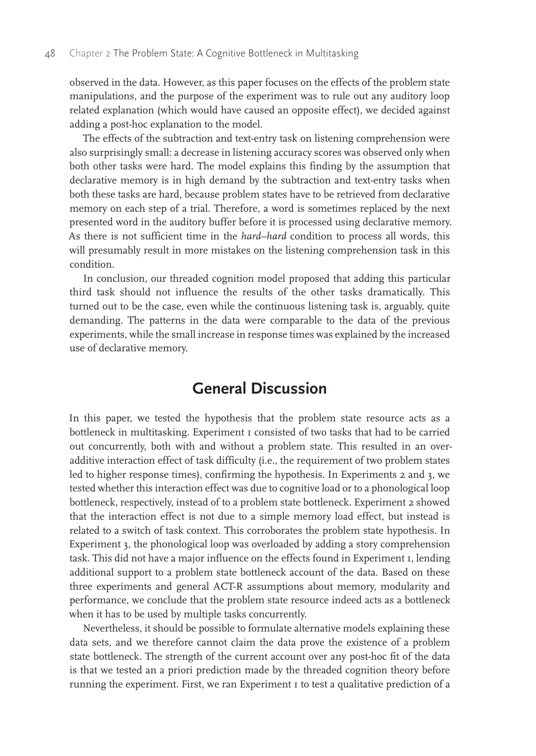observed in the data. However, as this paper focuses on the effects of the problem state manipulations, and the purpose of the experiment was to rule out any auditory loop related explanation (which would have caused an opposite effect), we decided against adding a post-hoc explanation to the model.

The effects of the subtraction and text-entry task on listening comprehension were also surprisingly small: a decrease in listening accuracy scores was observed only when both other tasks were hard. The model explains this finding by the assumption that declarative memory is in high demand by the subtraction and text-entry tasks when both these tasks are hard, because problem states have to be retrieved from declarative memory on each step of a trial. Therefore, a word is sometimes replaced by the next presented word in the auditory buffer before it is processed using declarative memory. As there is not sufficient time in the *hard–hard* condition to process all words, this will presumably result in more mistakes on the listening comprehension task in this condition.

In conclusion, our threaded cognition model proposed that adding this particular third task should not influence the results of the other tasks dramatically. This turned out to be the case, even while the continuous listening task is, arguably, quite demanding. The patterns in the data were comparable to the data of the previous experiments, while the small increase in response times was explained by the increased use of declarative memory.

## General Discussion

In this paper, we tested the hypothesis that the problem state resource acts as a bottleneck in multitasking. Experiment 1 consisted of two tasks that had to be carried out concurrently, both with and without a problem state. This resulted in an over-additive interaction effect of task difficulty (i.e., the requirement of two problem states led to higher response times), confirming the hypothesis. In Experiments 2 and 3, we tested whether this interaction effect was due to cognitive load or to a phonological loop bottleneck, respectively, instead of to a problem state bottleneck. Experiment 2 showed that the interaction effect is not due to a simple memory load effect, but instead is related to a switch of task context. This corroborates the problem state hypothesis. In Experiment 3, the phonological loop was overloaded by adding a story comprehension task. This did not have a major influence on the effects found in Experiment 1, lending additional support to a problem state bottleneck account of the data. Based on these three experiments and general ACT-R assumptions about memory, modularity and performance, we conclude that the problem state resource indeed acts as a bottleneck when it has to be used by multiple tasks concurrently.

Nevertheless, it should be possible to formulate alternative models explaining these data sets, and we therefore cannot claim the data prove the existence of a problem state bottleneck. The strength of the current account over any post-hoc fit of the data is that we tested an a priori prediction made by the threaded cognition theory before running the experiment. First, we ran Experiment 1 to test a qualitative prediction of a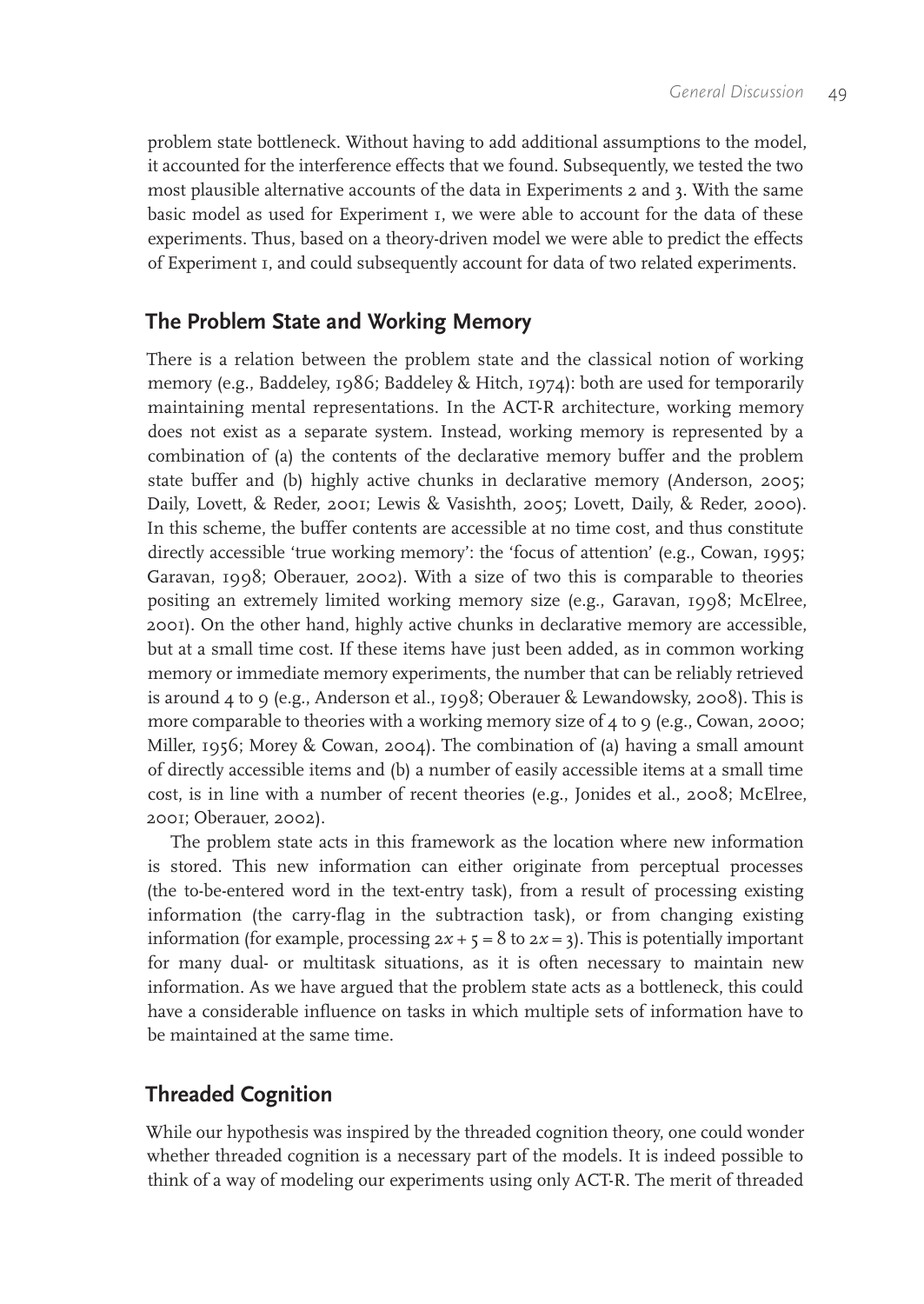problem state bottleneck. Without having to add additional assumptions to the model, it accounted for the interference effects that we found. Subsequently, we tested the two most plausible alternative accounts of the data in Experiments 2 and 3. With the same basic model as used for Experiment 1, we were able to account for the data of these experiments. Thus, based on a theory-driven model we were able to predict the effects of Experiment 1, and could subsequently account for data of two related experiments.

## The Problem State and Working Memory

There is a relation between the problem state and the classical notion of working memory (e.g., Baddeley, 1986; Baddeley & Hitch, 1974): both are used for temporarily maintaining mental representations. In the ACT-R architecture, working memory does not exist as a separate system. Instead, working memory is represented by a combination of (a) the contents of the declarative memory buffer and the problem state buffer and (b) highly active chunks in declarative memory (Anderson, 2005; Daily, Lovett, & Reder, 2001; Lewis & Vasishth, 2005; Lovett, Daily, & Reder, 2000). In this scheme, the buffer contents are accessible at no time cost, and thus constitute directly accessible 'true working memory': the 'focus of attention' (e.g., Cowan, 1995; Garavan, 1998; Oberauer, 2002). With a size of two this is comparable to theories positing an extremely limited working memory size (e.g., Garavan, 1998; McElree, 2001). On the other hand, highly active chunks in declarative memory are accessible, but at a small time cost. If these items have just been added, as in common working memory or immediate memory experiments, the number that can be reliably retrieved is around 4 to 9 (e.g., Anderson et al., 1998; Oberauer & Lewandowsky, 2008). This is more comparable to theories with a working memory size of 4 to 9 (e.g., Cowan, 2000; Miller, 1956; Morey & Cowan, 2004). The combination of (a) having a small amount of directly accessible items and (b) a number of easily accessible items at a small time cost, is in line with a number of recent theories (e.g., Jonides et al., 2008; McElree, 2001; Oberauer, 2002).

The problem state acts in this framework as the location where new information is stored. This new information can either originate from perceptual processes (the to-be-entered word in the text-entry task), from a result of processing existing information (the carry-flag in the subtraction task), or from changing existing information (for example, processing $2x + 5 = 8$ to $2x = 3$). This is potentially important for many dual- or multitask situations, as it is often necessary to maintain new information. As we have argued that the problem state acts as a bottleneck, this could have a considerable influence on tasks in which multiple sets of information have to be maintained at the same time.

## Threaded Cognition

While our hypothesis was inspired by the threaded cognition theory, one could wonder whether threaded cognition is a necessary part of the models. It is indeed possible to think of a way of modeling our experiments using only ACT-R. The merit of threaded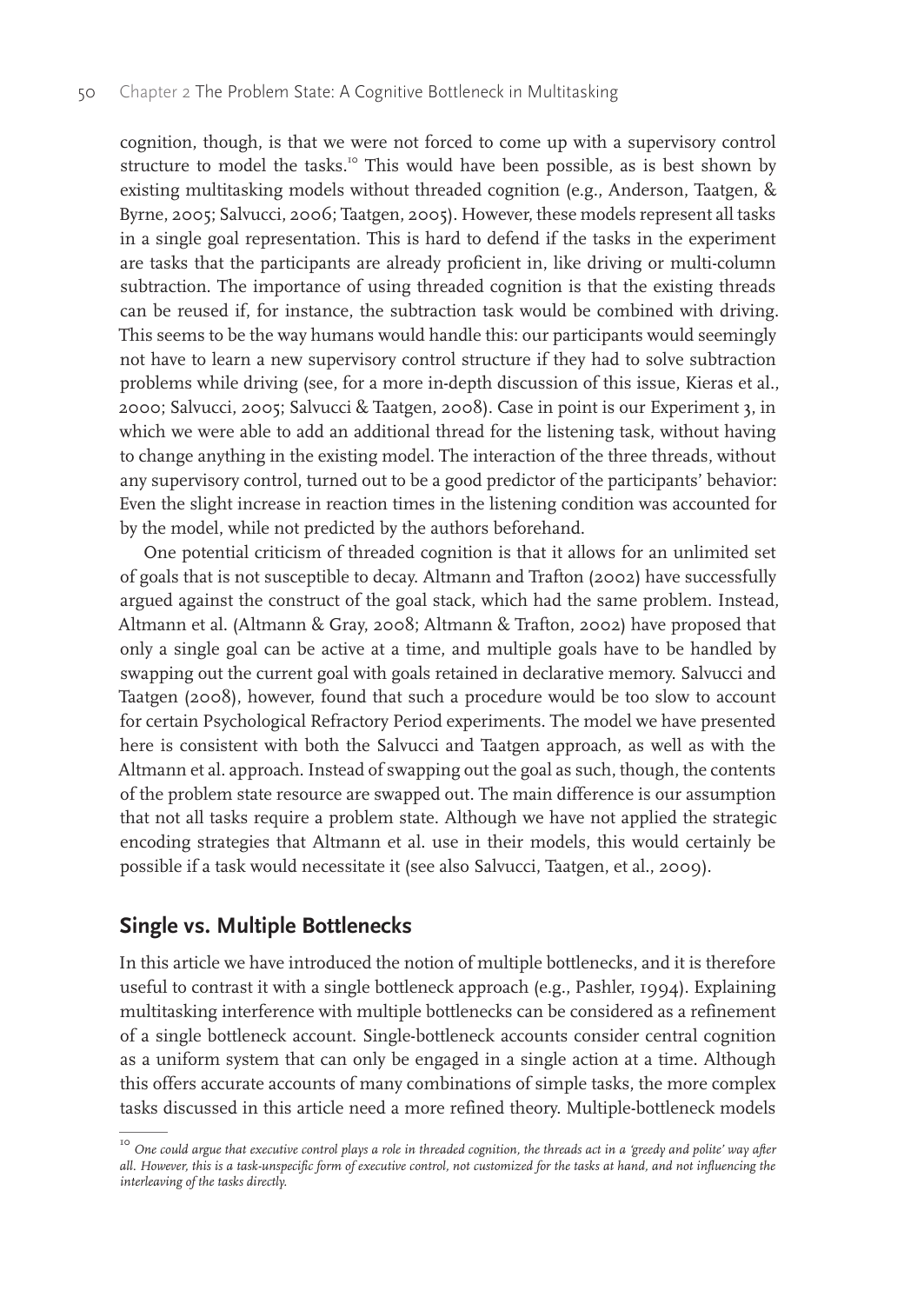cognition, though, is that we were not forced to come up with a supervisory control structure to model the tasks.[10] This would have been possible, as is best shown by existing multitasking models without threaded cognition (e.g., Anderson, Taatgen, & Byrne, 2005; Salvucci, 2006; Taatgen, 2005). However, these models represent all tasks in a single goal representation. This is hard to defend if the tasks in the experiment are tasks that the participants are already proficient in, like driving or multi-column subtraction. The importance of using threaded cognition is that the existing threads can be reused if, for instance, the subtraction task would be combined with driving. This seems to be the way humans would handle this: our participants would seemingly not have to learn a new supervisory control structure if they had to solve subtraction problems while driving (see, for a more in-depth discussion of this issue, Kieras et al., 2000; Salvucci, 2005; Salvucci & Taatgen, 2008). Case in point is our Experiment 3, in which we were able to add an additional thread for the listening task, without having to change anything in the existing model. The interaction of the three threads, without any supervisory control, turned out to be a good predictor of the participants' behavior: Even the slight increase in reaction times in the listening condition was accounted for by the model, while not predicted by the authors beforehand.

One potential criticism of threaded cognition is that it allows for an unlimited set of goals that is not susceptible to decay. Altmann and Trafton (2002) have successfully argued against the construct of the goal stack, which had the same problem. Instead, Altmann et al. (Altmann & Gray, 2008; Altmann & Trafton, 2002) have proposed that only a single goal can be active at a time, and multiple goals have to be handled by swapping out the current goal with goals retained in declarative memory. Salvucci and Taatgen (2008), however, found that such a procedure would be too slow to account for certain Psychological Refractory Period experiments. The model we have presented here is consistent with both the Salvucci and Taatgen approach, as well as with the Altmann et al. approach. Instead of swapping out the goal as such, though, the contents of the problem state resource are swapped out. The main difference is our assumption that not all tasks require a problem state. Although we have not applied the strategic encoding strategies that Altmann et al. use in their models, this would certainly be possible if a task would necessitate it (see also Salvucci, Taatgen, et al., 2009).

## Single vs. Multiple Bottlenecks

In this article we have introduced the notion of multiple bottlenecks, and it is therefore useful to contrast it with a single bottleneck approach (e.g., Pashler, 1994). Explaining multitasking interference with multiple bottlenecks can be considered as a refinement of a single bottleneck account. Single-bottleneck accounts consider central cognition as a uniform system that can only be engaged in a single action at a time. Although this offers accurate accounts of many combinations of simple tasks, the more complex tasks discussed in this article need a more refined theory. Multiple-bottleneck models

[10] *One could argue that executive control plays a role in threaded cognition, the threads act in a 'greedy and polite' way after all. However, this is a task-unspecific form of executive control, not customized for the tasks at hand, and not influencing the interleaving of the tasks directly.*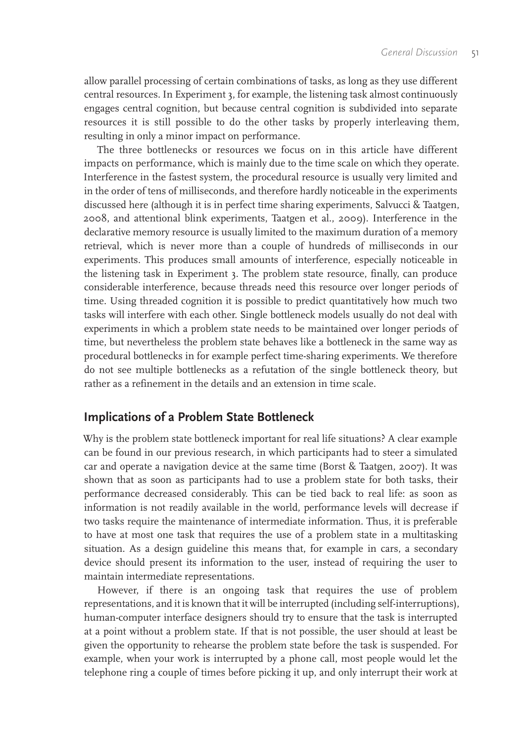allow parallel processing of certain combinations of tasks, as long as they use different central resources. In Experiment 3, for example, the listening task almost continuously engages central cognition, but because central cognition is subdivided into separate resources it is still possible to do the other tasks by properly interleaving them, resulting in only a minor impact on performance.

The three bottlenecks or resources we focus on in this article have different impacts on performance, which is mainly due to the time scale on which they operate. Interference in the fastest system, the procedural resource is usually very limited and in the order of tens of milliseconds, and therefore hardly noticeable in the experiments discussed here (although it is in perfect time sharing experiments, Salvucci & Taatgen, 2008, and attentional blink experiments, Taatgen et al., 2009). Interference in the declarative memory resource is usually limited to the maximum duration of a memory retrieval, which is never more than a couple of hundreds of milliseconds in our experiments. This produces small amounts of interference, especially noticeable in the listening task in Experiment 3. The problem state resource, finally, can produce considerable interference, because threads need this resource over longer periods of time. Using threaded cognition it is possible to predict quantitatively how much two tasks will interfere with each other. Single bottleneck models usually do not deal with experiments in which a problem state needs to be maintained over longer periods of time, but nevertheless the problem state behaves like a bottleneck in the same way as procedural bottlenecks in for example perfect time-sharing experiments. We therefore do not see multiple bottlenecks as a refutation of the single bottleneck theory, but rather as a refinement in the details and an extension in time scale.

## Implications of a Problem State Bottleneck

Why is the problem state bottleneck important for real life situations? A clear example can be found in our previous research, in which participants had to steer a simulated car and operate a navigation device at the same time (Borst & Taatgen, 2007). It was shown that as soon as participants had to use a problem state for both tasks, their performance decreased considerably. This can be tied back to real life: as soon as information is not readily available in the world, performance levels will decrease if two tasks require the maintenance of intermediate information. Thus, it is preferable to have at most one task that requires the use of a problem state in a multitasking situation. As a design guideline this means that, for example in cars, a secondary device should present its information to the user, instead of requiring the user to maintain intermediate representations.

However, if there is an ongoing task that requires the use of problem representations, and it is known that it will be interrupted (including self-interruptions), human-computer interface designers should try to ensure that the task is interrupted at a point without a problem state. If that is not possible, the user should at least be given the opportunity to rehearse the problem state before the task is suspended. For example, when your work is interrupted by a phone call, most people would let the telephone ring a couple of times before picking it up, and only interrupt their work at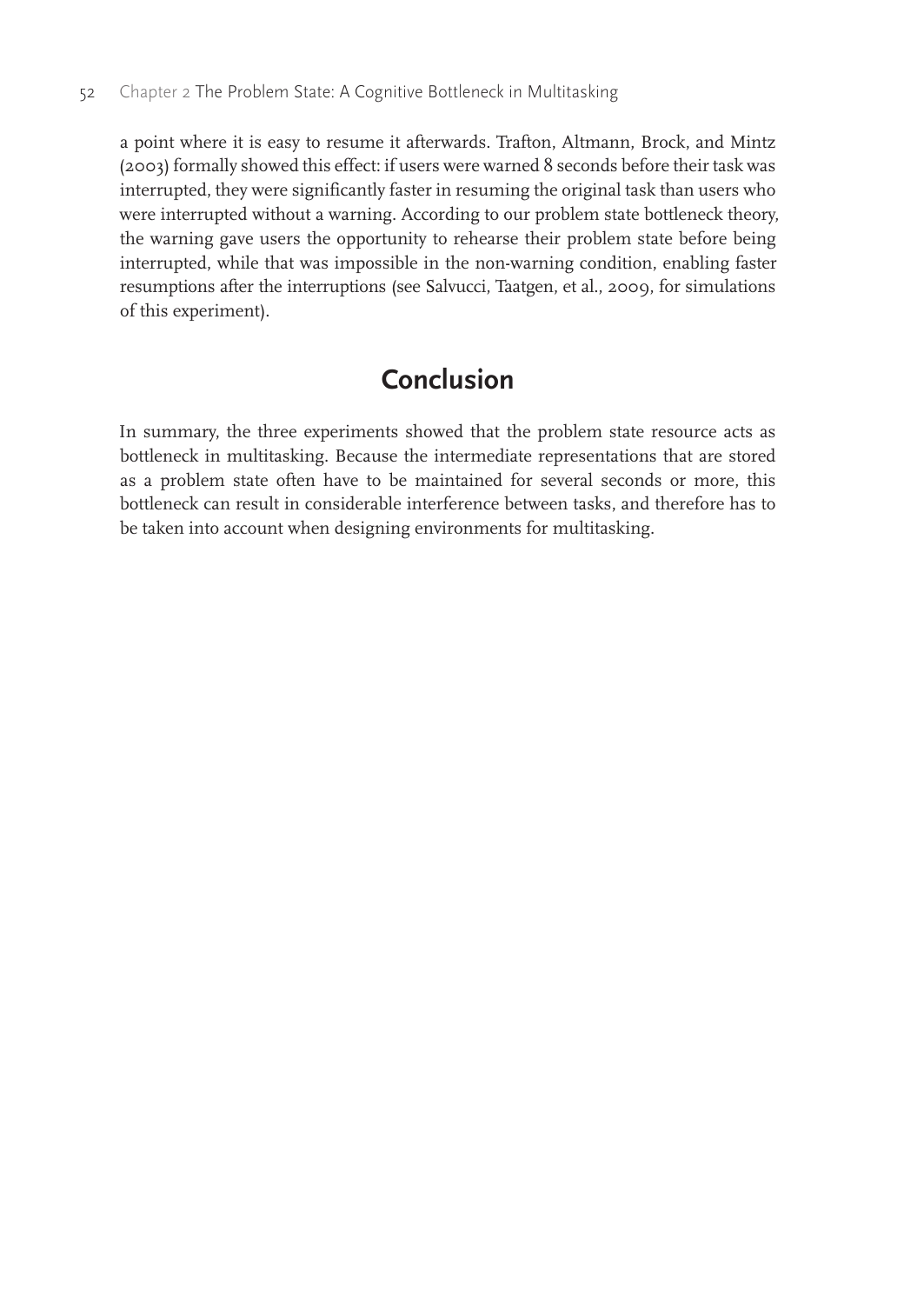a point where it is easy to resume it afterwards. Trafton, Altmann, Brock, and Mintz (2003) formally showed this effect: if users were warned 8 seconds before their task was interrupted, they were significantly faster in resuming the original task than users who were interrupted without a warning. According to our problem state bottleneck theory, the warning gave users the opportunity to rehearse their problem state before being interrupted, while that was impossible in the non-warning condition, enabling faster resumptions after the interruptions (see Salvucci, Taatgen, et al., 2009, for simulations of this experiment).

## Conclusion

In summary, the three experiments showed that the problem state resource acts as bottleneck in multitasking. Because the intermediate representations that are stored as a problem state often have to be maintained for several seconds or more, this bottleneck can result in considerable interference between tasks, and therefore has to be taken into account when designing environments for multitasking.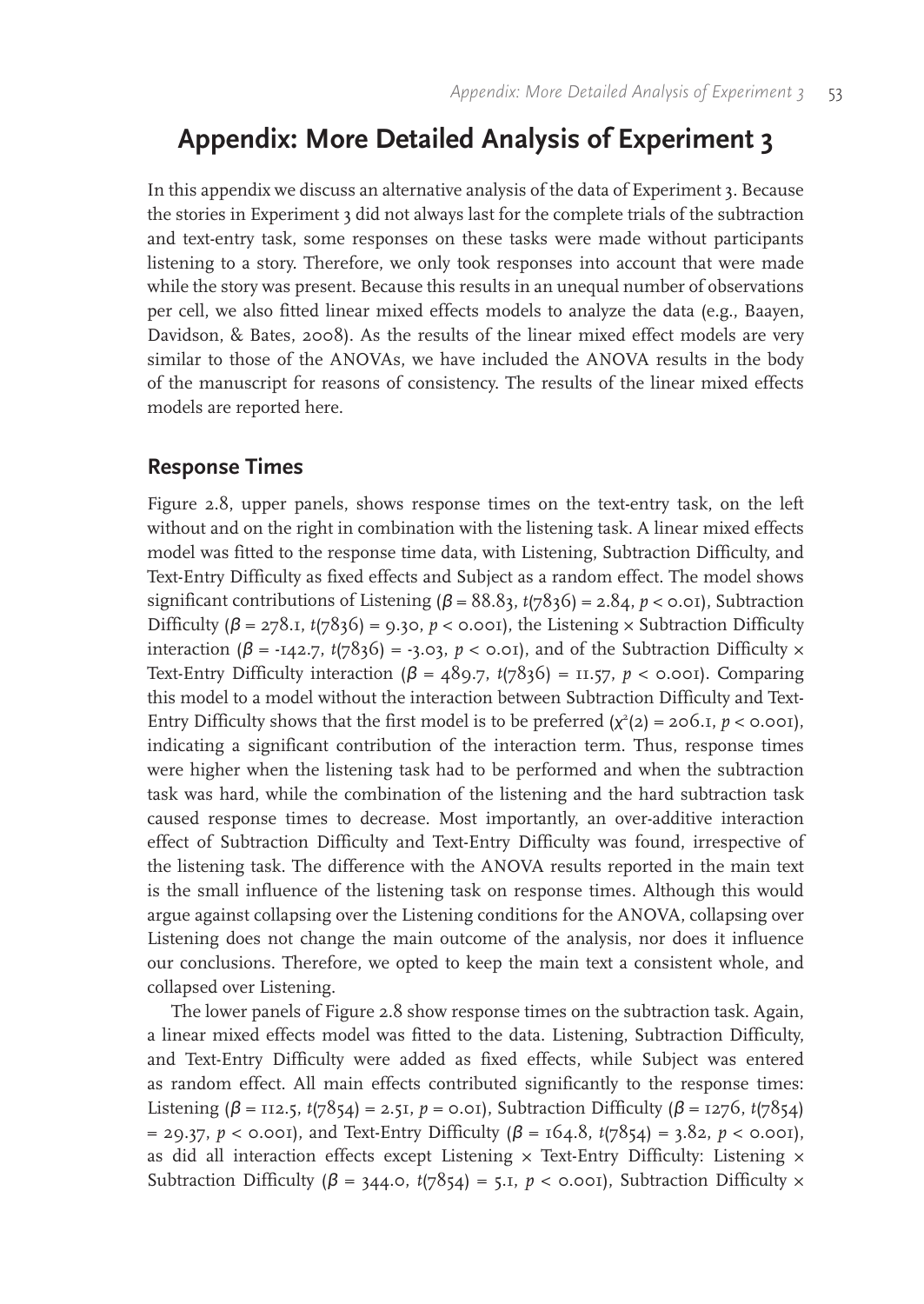# Appendix: More Detailed Analysis of Experiment 3

In this appendix we discuss an alternative analysis of the data of Experiment 3. Because the stories in Experiment 3 did not always last for the complete trials of the subtraction and text-entry task, some responses on these tasks were made without participants listening to a story. Therefore, we only took responses into account that were made while the story was present. Because this results in an unequal number of observations per cell, we also fitted linear mixed effects models to analyze the data (e.g., Baayen, Davidson, & Bates, 2008). As the results of the linear mixed effect models are very similar to those of the ANOVAs, we have included the ANOVA results in the body of the manuscript for reasons of consistency. The results of the linear mixed effects models are reported here.

## Response Times

Figure 2.8, upper panels, shows response times on the text-entry task, on the left without and on the right in combination with the listening task. A linear mixed effects model was fitted to the response time data, with Listening, Subtraction Difficulty, and Text-Entry Difficulty as fixed effects and Subject as a random effect. The model shows significant contributions of Listening ($\beta = 88.83$, $t(7836) = 2.84$, $p < 0.01$), Subtraction Difficulty ($\beta = 278.1$, $t(7836) = 9.30$, $p < 0.001$), the Listening × Subtraction Difficulty interaction ($\beta = -142.7$, $t(7836) = -3.03$, $p < 0.01$), and of the Subtraction Difficulty × Text-Entry Difficulty interaction ($\beta = 489.7$, $t(7836) = 11.57$, $p < 0.001$). Comparing this model to a model without the interaction between Subtraction Difficulty and Text-Entry Difficulty shows that the first model is to be preferred ($\chi^2(2) = 206.1$, $p < 0.001$), indicating a significant contribution of the interaction term. Thus, response times were higher when the listening task had to be performed and when the subtraction task was hard, while the combination of the listening and the hard subtraction task caused response times to decrease. Most importantly, an over-additive interaction effect of Subtraction Difficulty and Text-Entry Difficulty was found, irrespective of the listening task. The difference with the ANOVA results reported in the main text is the small influence of the listening task on response times. Although this would argue against collapsing over the Listening conditions for the ANOVA, collapsing over Listening does not change the main outcome of the analysis, nor does it influence our conclusions. Therefore, we opted to keep the main text a consistent whole, and collapsed over Listening.

The lower panels of Figure 2.8 show response times on the subtraction task. Again, a linear mixed effects model was fitted to the data. Listening, Subtraction Difficulty, and Text-Entry Difficulty were added as fixed effects, while Subject was entered as random effect. All main effects contributed significantly to the response times: Listening ($\beta = 112.5$, $t(7854) = 2.51$, $p = 0.01$), Subtraction Difficulty ($\beta = 1276$, $t(7854) = 29.37$, $p < 0.001$), and Text-Entry Difficulty ($\beta = 164.8$, $t(7854) = 3.82$, $p < 0.001$), as did all interaction effects except Listening × Text-Entry Difficulty: Listening × Subtraction Difficulty ($\beta = 344.0$, $t(7854) = 5.1$, $p < 0.001$), Subtraction Difficulty ×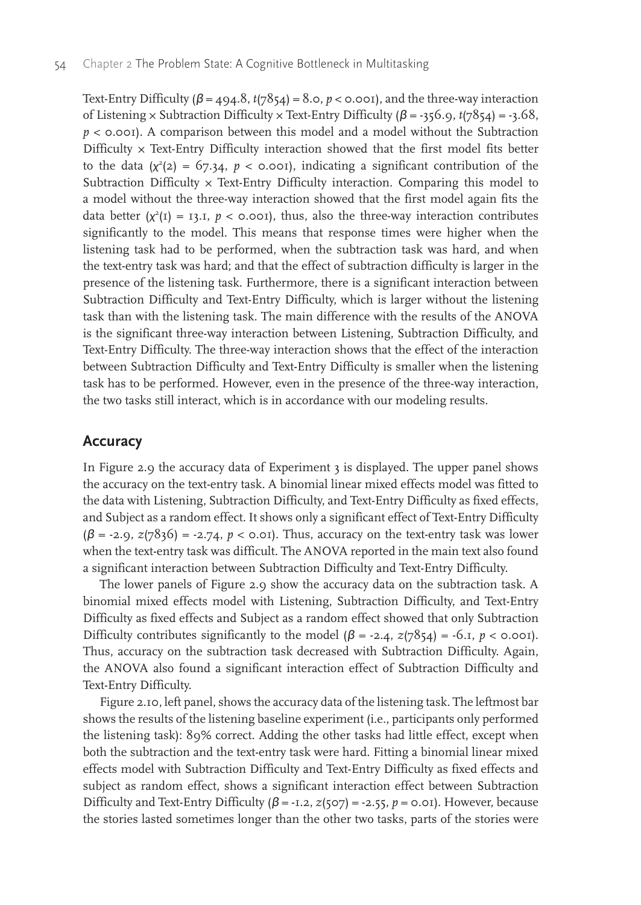Text-Entry Difficulty ($\beta = 494.8$, $t(7854) = 8.0$, $p < 0.001$), and the three-way interaction of Listening × Subtraction Difficulty × Text-Entry Difficulty ($\beta = -356.9$, $t(7854) = -3.68$, $p < 0.001$). A comparison between this model and a model without the Subtraction Difficulty × Text-Entry Difficulty interaction showed that the first model fits better to the data ($\chi^2(2) = 67.34$, $p < 0.001$), indicating a significant contribution of the Subtraction Difficulty × Text-Entry Difficulty interaction. Comparing this model to a model without the three-way interaction showed that the first model again fits the data better ($\chi^2(1) = 13.1$, $p < 0.001$), thus, also the three-way interaction contributes significantly to the model. This means that response times were higher when the listening task had to be performed, when the subtraction task was hard, and when the text-entry task was hard; and that the effect of subtraction difficulty is larger in the presence of the listening task. Furthermore, there is a significant interaction between Subtraction Difficulty and Text-Entry Difficulty, which is larger without the listening task than with the listening task. The main difference with the results of the ANOVA is the significant three-way interaction between Listening, Subtraction Difficulty, and Text-Entry Difficulty. The three-way interaction shows that the effect of the interaction between Subtraction Difficulty and Text-Entry Difficulty is smaller when the listening task has to be performed. However, even in the presence of the three-way interaction, the two tasks still interact, which is in accordance with our modeling results.

## Accuracy

In Figure 2.9 the accuracy data of Experiment 3 is displayed. The upper panel shows the accuracy on the text-entry task. A binomial linear mixed effects model was fitted to the data with Listening, Subtraction Difficulty, and Text-Entry Difficulty as fixed effects, and Subject as a random effect. It shows only a significant effect of Text-Entry Difficulty ($\beta = -2.9$, $z(7836) = -2.74$, $p < 0.01$). Thus, accuracy on the text-entry task was lower when the text-entry task was difficult. The ANOVA reported in the main text also found a significant interaction between Subtraction Difficulty and Text-Entry Difficulty.

The lower panels of Figure 2.9 show the accuracy data on the subtraction task. A binomial mixed effects model with Listening, Subtraction Difficulty, and Text-Entry Difficulty as fixed effects and Subject as a random effect showed that only Subtraction Difficulty contributes significantly to the model ($\beta = -2.4$, $z(7854) = -6.1$, $p < 0.001$). Thus, accuracy on the subtraction task decreased with Subtraction Difficulty. Again, the ANOVA also found a significant interaction effect of Subtraction Difficulty and Text-Entry Difficulty.

Figure 2.10, left panel, shows the accuracy data of the listening task. The leftmost bar shows the results of the listening baseline experiment (i.e., participants only performed the listening task): 89% correct. Adding the other tasks had little effect, except when both the subtraction and the text-entry task were hard. Fitting a binomial linear mixed effects model with Subtraction Difficulty and Text-Entry Difficulty as fixed effects and subject as random effect, shows a significant interaction effect between Subtraction Difficulty and Text-Entry Difficulty ($\beta = -1.2$, $z(507) = -2.55$, $p = 0.01$). However, because the stories lasted sometimes longer than the other two tasks, parts of the stories were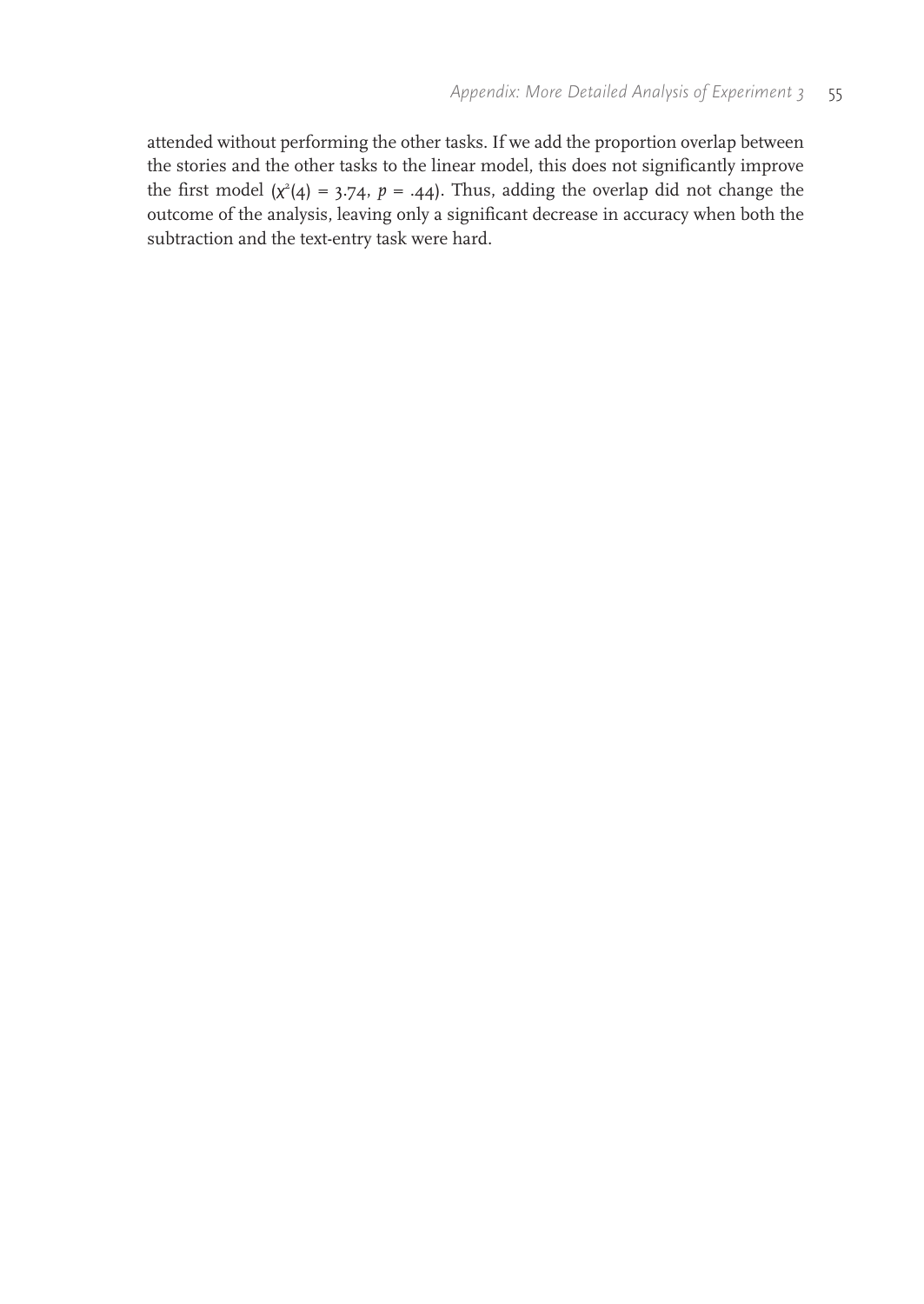attended without performing the other tasks. If we add the proportion overlap between the stories and the other tasks to the linear model, this does not significantly improve the first model ($\chi^2(4) = 3.74$, $p = .44$). Thus, adding the overlap did not change the outcome of the analysis, leaving only a significant decrease in accuracy when both the subtraction and the text-entry task were hard.